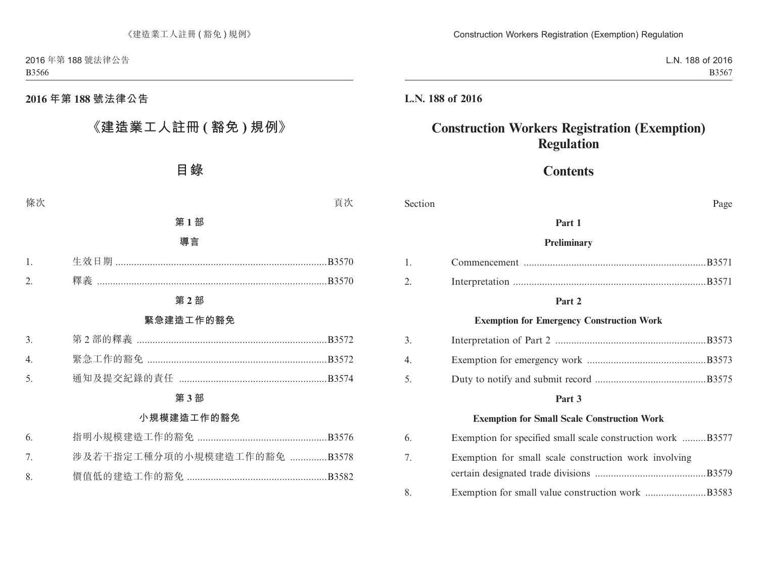## 2016 年第 188 號法律公告

# 《建造業工人註冊 ( 豁免 ) 規例》

## 目錄

| 條次 | | 頁次 |
|---|---|---|
| | **第 1 部** | |
| | **導言** | |
| 1. | 生效日期 | B3570 |
| 2. | 釋義 | B3570 |
| | **第 2 部** | |
| | **緊急建造工作的豁免** | |
| 3. | 第 2 部的釋義 | B3572 |
| 4. | 緊急工作的豁免 | B3572 |
| 5. | 通知及提交紀錄的責任 | B3574 |
| | **第 3 部** | |
| | **小規模建造工作的豁免** | |
| 6. | 指明小規模建造工作的豁免 | B3576 |
| 7. | 涉及若干指定工種分項的小規模建造工作的豁免 | B3578 |
| 8. | 價值低的建造工作的豁免 | B3582 |

## L.N. 188 of 2016

# Construction Workers Registration (Exemption) Regulation

## Contents

| Section | | Page |
|---|---|---|
| | **Part 1** | |
| | **Preliminary** | |
| 1. | Commencement | B3571 |
| 2. | Interpretation | B3571 |
| | **Part 2** | |
| | **Exemption for Emergency Construction Work** | |
| 3. | Interpretation of Part 2 | B3573 |
| 4. | Exemption for emergency work | B3573 |
| 5. | Duty to notify and submit record | B3575 |
| | **Part 3** | |
| | **Exemption for Small Scale Construction Work** | |
| 6. | Exemption for specified small scale construction work | B3577 |
| 7. | Exemption for small scale construction work involving certain designated trade divisions | B3579 |
| 8. | Exemption for small value construction work | B3583 |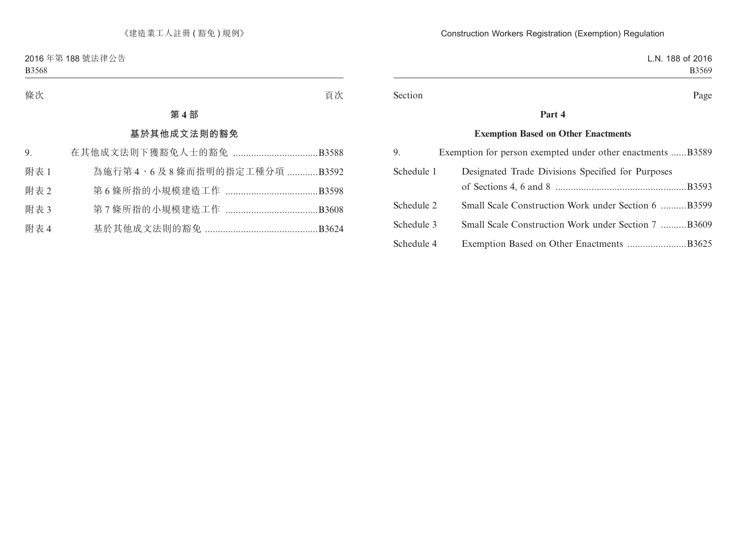條次 頁次

## 第 4 部

## 基於其他成文法則的豁免

| | | |
|---|---|---|
| 9. | 在其他成文法則下獲豁免人士的豁免 | B3588 |
| 附表 1 | 為施行第 4、6 及 8 條而指明的指定工種分項 | B3592 |
| 附表 2 | 第 6 條所指的小規模建造工作 | B3598 |
| 附表 3 | 第 7 條所指的小規模建造工作 | B3608 |
| 附表 4 | 基於其他成文法則的豁免 | B3624 |

Section Page

## Part 4

## Exemption Based on Other Enactments

| | | |
|---|---|---|
| 9. | Exemption for person exempted under other enactments | B3589 |
| Schedule 1 | Designated Trade Divisions Specified for Purposes of Sections 4, 6 and 8 | B3593 |
| Schedule 2 | Small Scale Construction Work under Section 6 | B3599 |
| Schedule 3 | Small Scale Construction Work under Section 7 | B3609 |
| Schedule 4 | Exemption Based on Other Enactments | B3625 |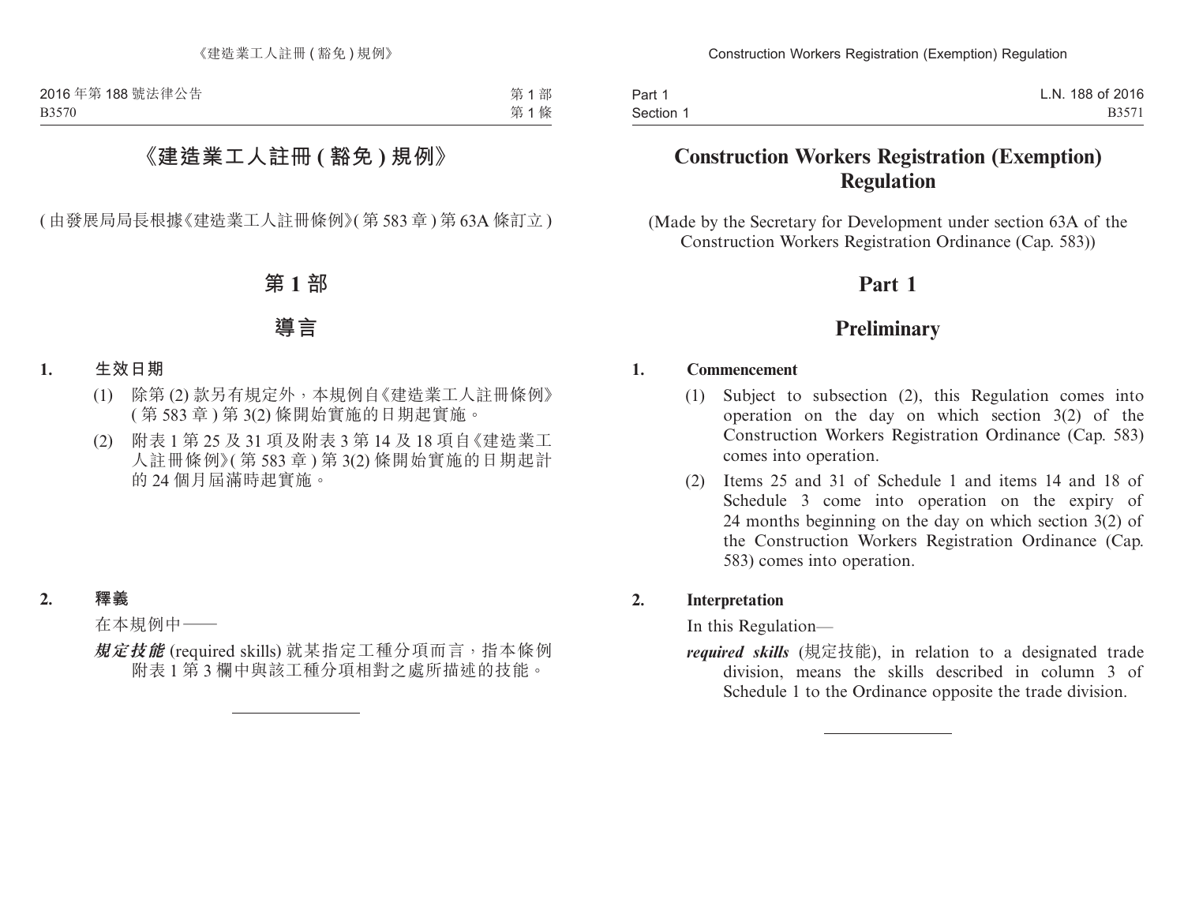# 《建造業工人註冊 (豁免) 規例》

(由發展局局長根據《建造業工人註冊條例》(第 583 章) 第 63A 條訂立)

## 第 1 部

## 導言

### 1. 生效日期

(1) 除第 (2) 款另有規定外，本規例自《建造業工人註冊條例》(第 583 章) 第 3(2) 條開始實施的日期起實施。

(2) 附表 1 第 25 及 31 項及附表 3 第 14 及 18 項自《建造業工人註冊條例》(第 583 章) 第 3(2) 條開始實施的日期起計的 24 個月屆滿時起實施。

### 2. 釋義

在本規例中——

***規定技能*** (required skills) 就某指定工種分項而言，指本條例附表 1 第 3 欄中與該工種分項相對之處所描述的技能。

---

# Construction Workers Registration (Exemption) Regulation

(Made by the Secretary for Development under section 63A of the Construction Workers Registration Ordinance (Cap. 583))

## Part 1

## Preliminary

### 1. Commencement

(1) Subject to subsection (2), this Regulation comes into operation on the day on which section 3(2) of the Construction Workers Registration Ordinance (Cap. 583) comes into operation.

(2) Items 25 and 31 of Schedule 1 and items 14 and 18 of Schedule 3 come into operation on the expiry of 24 months beginning on the day on which section 3(2) of the Construction Workers Registration Ordinance (Cap. 583) comes into operation.

### 2. Interpretation

In this Regulation—

***required skills*** (規定技能), in relation to a designated trade division, means the skills described in column 3 of Schedule 1 to the Ordinance opposite the trade division.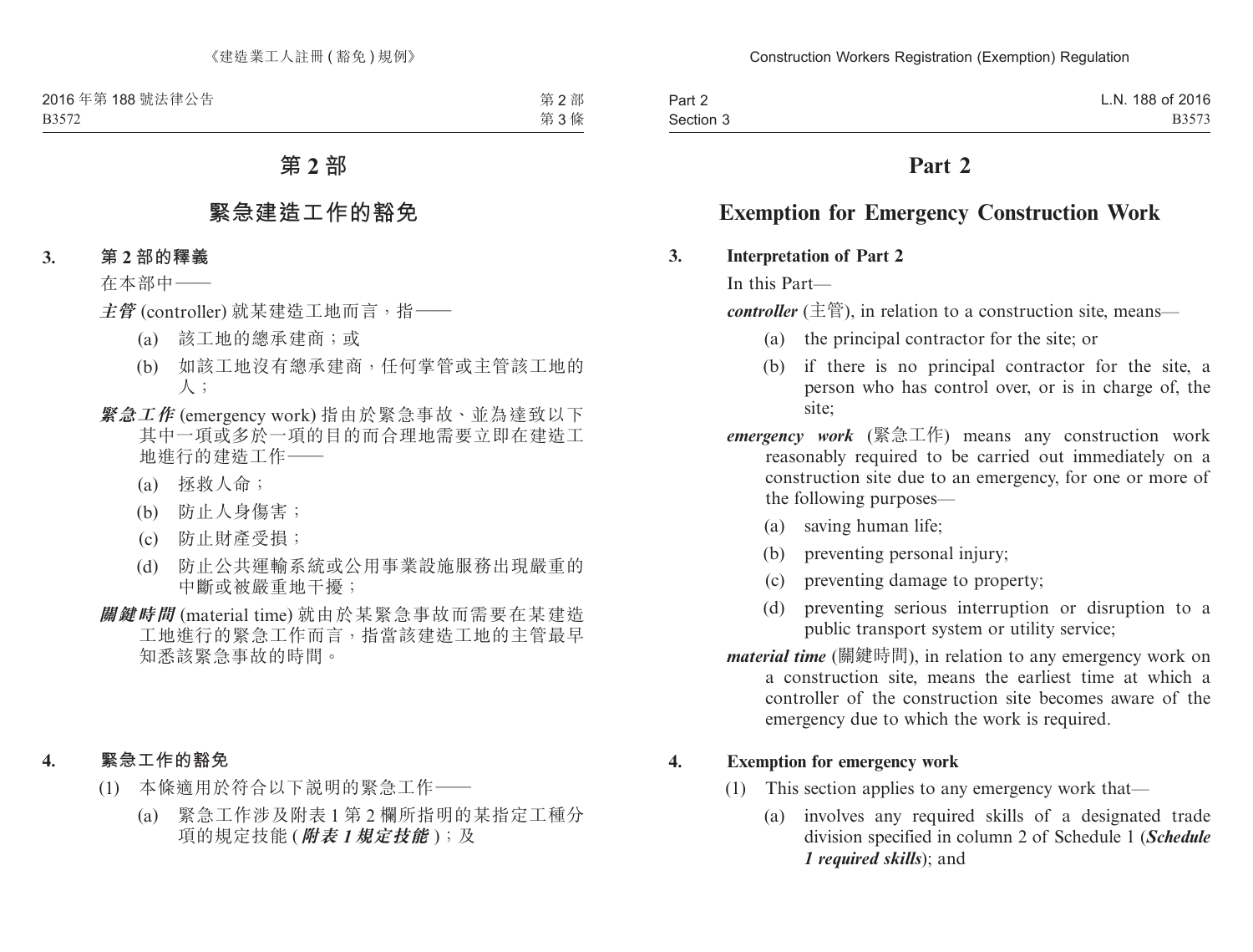# 第 2 部

## 緊急建造工作的豁免

**3. 第 2 部的釋義**

在本部中——

***主管*** (controller) 就某建造工地而言，指——

(a) 該工地的總承建商；或

(b) 如該工地沒有總承建商，任何掌管或主管該工地的人；

***緊急工作*** (emergency work) 指由於緊急事故、並為達致以下其中一項或多於一項的目的而合理地需要立即在建造工地進行的建造工作——

(a) 拯救人命；

(b) 防止人身傷害；

(c) 防止財產受損；

(d) 防止公共運輸系統或公用事業設施服務出現嚴重的中斷或被嚴重地干擾；

***關鍵時間*** (material time) 就由於某緊急事故而需要在某建造工地進行的緊急工作而言，指當該建造工地的主管最早知悉該緊急事故的時間。

**4. 緊急工作的豁免**

(1) 本條適用於符合以下說明的緊急工作——

(a) 緊急工作涉及附表 1 第 2 欄所指明的某指定工種分項的規定技能 (***附表 1 規定技能***)；及

# Part 2

## Exemption for Emergency Construction Work

**3. Interpretation of Part 2**

In this Part—

***controller*** (主管), in relation to a construction site, means—

(a) the principal contractor for the site; or

(b) if there is no principal contractor for the site, a person who has control over, or is in charge of, the site;

***emergency work*** (緊急工作) means any construction work reasonably required to be carried out immediately on a construction site due to an emergency, for one or more of the following purposes—

(a) saving human life;

(b) preventing personal injury;

(c) preventing damage to property;

(d) preventing serious interruption or disruption to a public transport system or utility service;

***material time*** (關鍵時間), in relation to any emergency work on a construction site, means the earliest time at which a controller of the construction site becomes aware of the emergency due to which the work is required.

**4. Exemption for emergency work**

(1) This section applies to any emergency work that—

(a) involves any required skills of a designated trade division specified in column 2 of Schedule 1 (***Schedule 1 required skills***); and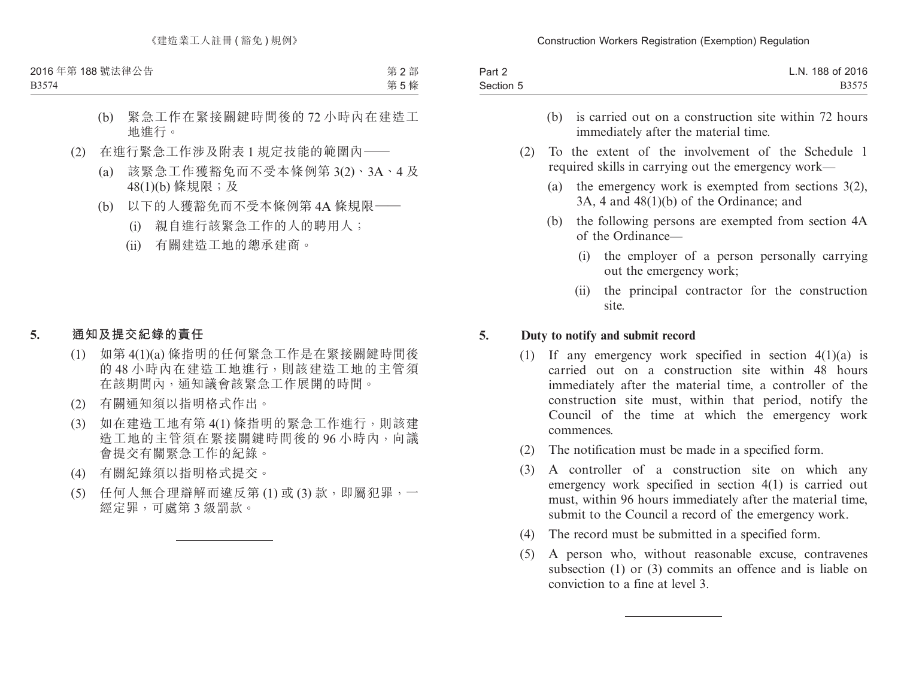(b) 緊急工作在緊接關鍵時間後的 72 小時內在建造工地進行。

(2) 在進行緊急工作涉及附表 1 規定技能的範圍內——

(a) 該緊急工作獲豁免而不受本條例第 3(2)、3A、4 及 48(1)(b) 條規限；及

(b) 以下的人獲豁免而不受本條例第 4A 條規限——

(i) 親自進行該緊急工作的人的聘用人；

(ii) 有關建造工地的總承建商。

**5. 通知及提交紀錄的責任**

(1) 如第 4(1)(a) 條指明的任何緊急工作是在緊接關鍵時間後的 48 小時內在建造工地進行，則該建造工地的主管須在該期間內，通知議會該緊急工作展開的時間。

(2) 有關通知須以指明格式作出。

(3) 如在建造工地有第 4(1) 條指明的緊急工作進行，則該建造工地的主管須在緊接關鍵時間後的 96 小時內，向議會提交有關緊急工作的紀錄。

(4) 有關紀錄須以指明格式提交。

(5) 任何人無合理辯解而違反第 (1) 或 (3) 款，即屬犯罪，一經定罪，可處第 3 級罰款。

---

(b) is carried out on a construction site within 72 hours immediately after the material time.

(2) To the extent of the involvement of the Schedule 1 required skills in carrying out the emergency work—

(a) the emergency work is exempted from sections 3(2), 3A, 4 and 48(1)(b) of the Ordinance; and

(b) the following persons are exempted from section 4A of the Ordinance—

(i) the employer of a person personally carrying out the emergency work;

(ii) the principal contractor for the construction site.

**5. Duty to notify and submit record**

(1) If any emergency work specified in section 4(1)(a) is carried out on a construction site within 48 hours immediately after the material time, a controller of the construction site must, within that period, notify the Council of the time at which the emergency work commences.

(2) The notification must be made in a specified form.

(3) A controller of a construction site on which any emergency work specified in section 4(1) is carried out must, within 96 hours immediately after the material time, submit to the Council a record of the emergency work.

(4) The record must be submitted in a specified form.

(5) A person who, without reasonable excuse, contravenes subsection (1) or (3) commits an offence and is liable on conviction to a fine at level 3.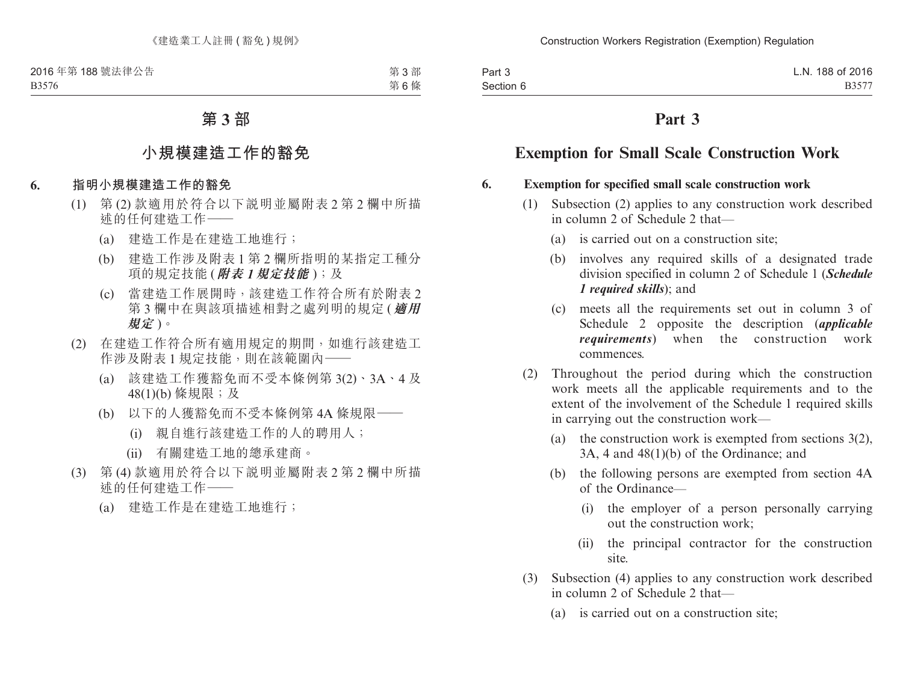# 第 3 部

## 小規模建造工作的豁免

**6. 指明小規模建造工作的豁免**

(1) 第 (2) 款適用於符合以下說明並屬附表 2 第 2 欄中所描述的任何建造工作——

(a) 建造工作是在建造工地進行；

(b) 建造工作涉及附表 1 第 2 欄所指明的某指定工種分項的規定技能 (***附表 1 規定技能***)；及

(c) 當建造工作展開時，該建造工作符合所有於附表 2 第 3 欄中在與該項描述相對之處列明的規定 (***適用規定***)。

(2) 在建造工作符合所有適用規定的期間，如進行該建造工作涉及附表 1 規定技能，則在該範圍內——

(a) 該建造工作獲豁免而不受本條例第 3(2)、3A、4 及 48(1)(b) 條規限；及

(b) 以下的人獲豁免而不受本條例第 4A 條規限——

(i) 親自進行該建造工作的人的聘用人；

(ii) 有關建造工地的總承建商。

(3) 第 (4) 款適用於符合以下說明並屬附表 2 第 2 欄中所描述的任何建造工作——

(a) 建造工作是在建造工地進行；

# Part 3

## Exemption for Small Scale Construction Work

**6. Exemption for specified small scale construction work**

(1) Subsection (2) applies to any construction work described in column 2 of Schedule 2 that—

(a) is carried out on a construction site;

(b) involves any required skills of a designated trade division specified in column 2 of Schedule 1 (***Schedule 1 required skills***); and

(c) meets all the requirements set out in column 3 of Schedule 2 opposite the description (***applicable requirements***) when the construction work commences.

(2) Throughout the period during which the construction work meets all the applicable requirements and to the extent of the involvement of the Schedule 1 required skills in carrying out the construction work—

(a) the construction work is exempted from sections 3(2), 3A, 4 and 48(1)(b) of the Ordinance; and

(b) the following persons are exempted from section 4A of the Ordinance—

(i) the employer of a person personally carrying out the construction work;

(ii) the principal contractor for the construction site.

(3) Subsection (4) applies to any construction work described in column 2 of Schedule 2 that—

(a) is carried out on a construction site;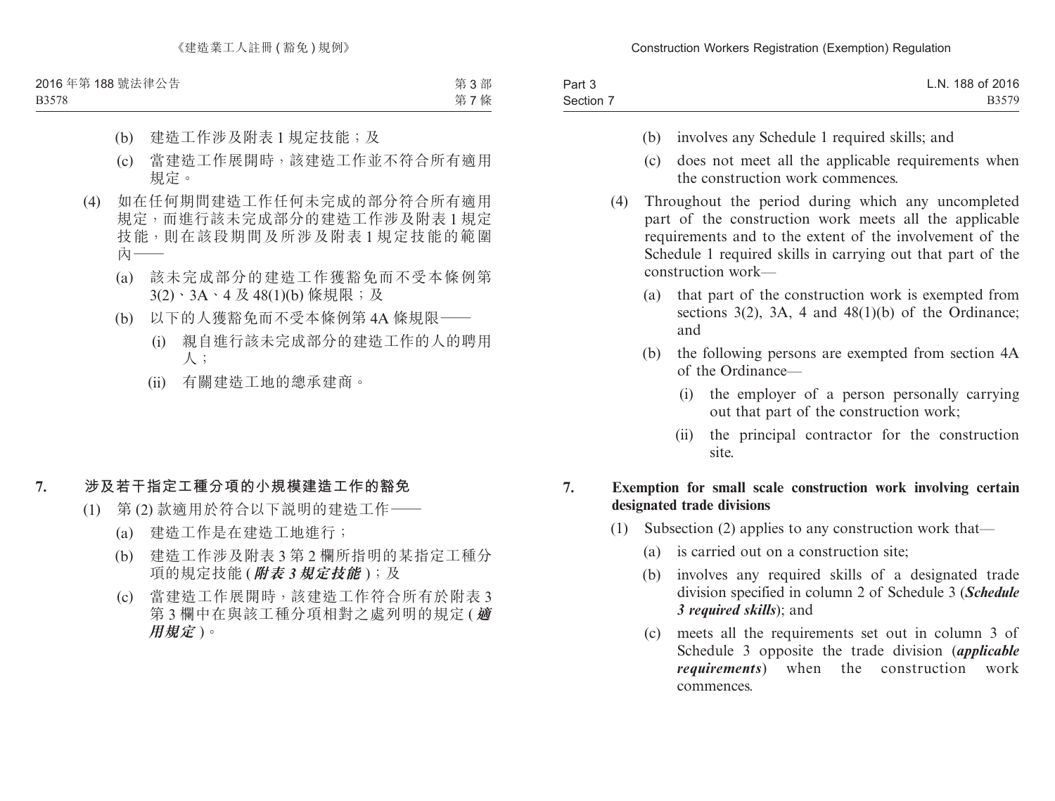(b) 建造工作涉及附表 1 規定技能；及

(c) 當建造工作展開時，該建造工作並不符合所有適用規定。

(4) 如在任何期間建造工作任何未完成的部分符合所有適用規定，而進行該未完成部分的建造工作涉及附表 1 規定技能，則在該段期間及所涉及附表 1 規定技能的範圍內——

(a) 該未完成部分的建造工作獲豁免而不受本條例第 3(2)、3A、4 及 48(1)(b) 條規限；及

(b) 以下的人獲豁免而不受本條例第 4A 條規限——

(i) 親自進行該未完成部分的建造工作的人的聘用人；

(ii) 有關建造工地的總承建商。

### 7. 涉及若干指定工種分項的小規模建造工作的豁免

(1) 第 (2) 款適用於符合以下說明的建造工作——

(a) 建造工作是在建造工地進行；

(b) 建造工作涉及附表 3 第 2 欄所指明的某指定工種分項的規定技能 (***附表 3 規定技能***)；及

(c) 當建造工作展開時，該建造工作符合所有於附表 3 第 3 欄中在與該工種分項相對之處列明的規定 (***適用規定***)。

(b) involves any Schedule 1 required skills; and

(c) does not meet all the applicable requirements when the construction work commences.

(4) Throughout the period during which any uncompleted part of the construction work meets all the applicable requirements and to the extent of the involvement of the Schedule 1 required skills in carrying out that part of the construction work—

(a) that part of the construction work is exempted from sections 3(2), 3A, 4 and 48(1)(b) of the Ordinance; and

(b) the following persons are exempted from section 4A of the Ordinance—

(i) the employer of a person personally carrying out that part of the construction work;

(ii) the principal contractor for the construction site.

### 7. Exemption for small scale construction work involving certain designated trade divisions

(1) Subsection (2) applies to any construction work that—

(a) is carried out on a construction site;

(b) involves any required skills of a designated trade division specified in column 2 of Schedule 3 (***Schedule 3 required skills***); and

(c) meets all the requirements set out in column 3 of Schedule 3 opposite the trade division (***applicable requirements***) when the construction work commences.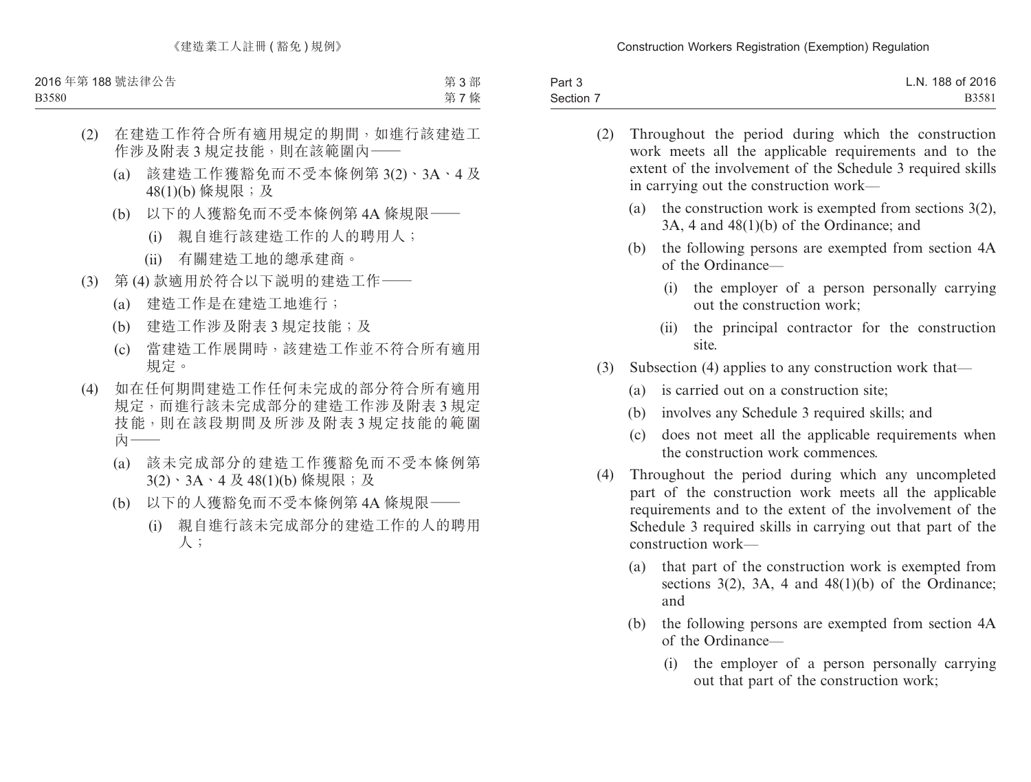(2) 在建造工作符合所有適用規定的期間，如進行該建造工作涉及附表 3 規定技能，則在該範圍內——

(a) 該建造工作獲豁免而不受本條例第 3(2)、3A、4 及 48(1)(b) 條規限；及

(b) 以下的人獲豁免而不受本條例第 4A 條規限——

(i) 親自進行該建造工作的人的聘用人；

(ii) 有關建造工地的總承建商。

(3) 第 (4) 款適用於符合以下說明的建造工作——

(a) 建造工作是在建造工地進行；

(b) 建造工作涉及附表 3 規定技能；及

(c) 當建造工作展開時，該建造工作並不符合所有適用規定。

(4) 如在任何期間建造工作任何未完成的部分符合所有適用規定，而進行該未完成部分的建造工作涉及附表 3 規定技能，則在該段期間及所涉及附表 3 規定技能的範圍內——

(a) 該未完成部分的建造工作獲豁免而不受本條例第 3(2)、3A、4 及 48(1)(b) 條規限；及

(b) 以下的人獲豁免而不受本條例第 4A 條規限——

(i) 親自進行該未完成部分的建造工作的人的聘用人；

(2) Throughout the period during which the construction work meets all the applicable requirements and to the extent of the involvement of the Schedule 3 required skills in carrying out the construction work—

(a) the construction work is exempted from sections 3(2), 3A, 4 and 48(1)(b) of the Ordinance; and

(b) the following persons are exempted from section 4A of the Ordinance—

(i) the employer of a person personally carrying out the construction work;

(ii) the principal contractor for the construction site.

(3) Subsection (4) applies to any construction work that—

(a) is carried out on a construction site;

(b) involves any Schedule 3 required skills; and

(c) does not meet all the applicable requirements when the construction work commences.

(4) Throughout the period during which any uncompleted part of the construction work meets all the applicable requirements and to the extent of the involvement of the Schedule 3 required skills in carrying out that part of the construction work—

(a) that part of the construction work is exempted from sections 3(2), 3A, 4 and 48(1)(b) of the Ordinance; and

(b) the following persons are exempted from section 4A of the Ordinance—

(i) the employer of a person personally carrying out that part of the construction work;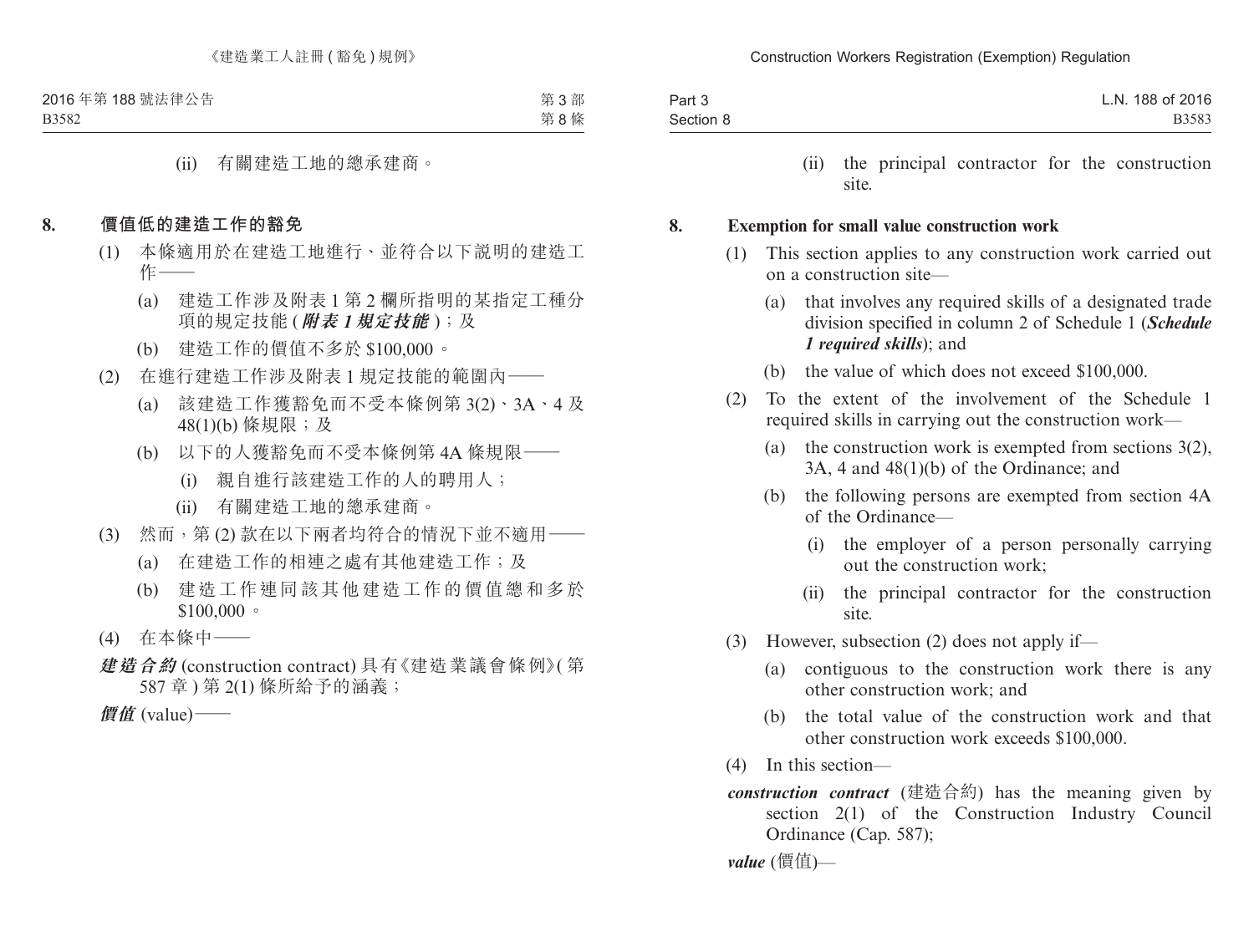(ii) 有關建造工地的總承建商。

## 8. 價值低的建造工作的豁免

(1) 本條適用於在建造工地進行、並符合以下說明的建造工作——

(a) 建造工作涉及附表 1 第 2 欄所指明的某指定工種分項的規定技能 (***附表 1 規定技能***)；及

(b) 建造工作的價值不多於 $100,000。

(2) 在進行建造工作涉及附表 1 規定技能的範圍內——

(a) 該建造工作獲豁免而不受本條例第 3(2)、3A、4 及 48(1)(b) 條規限；及

(b) 以下的人獲豁免而不受本條例第 4A 條規限——

(i) 親自進行該建造工作的人的聘用人；

(ii) 有關建造工地的總承建商。

(3) 然而，第 (2) 款在以下兩者均符合的情況下並不適用——

(a) 在建造工作的相連之處有其他建造工作；及

(b) 建造工作連同該其他建造工作的價值總和多於 $100,000。

(4) 在本條中——

***建造合約*** (construction contract) 具有《建造業議會條例》(第 587 章) 第 2(1) 條所給予的涵義；

***價值*** (value)——

(ii) the principal contractor for the construction site.

## 8. Exemption for small value construction work

(1) This section applies to any construction work carried out on a construction site—

(a) that involves any required skills of a designated trade division specified in column 2 of Schedule 1 (***Schedule 1 required skills***); and

(b) the value of which does not exceed $100,000.

(2) To the extent of the involvement of the Schedule 1 required skills in carrying out the construction work—

(a) the construction work is exempted from sections 3(2), 3A, 4 and 48(1)(b) of the Ordinance; and

(b) the following persons are exempted from section 4A of the Ordinance—

(i) the employer of a person personally carrying out the construction work;

(ii) the principal contractor for the construction site.

(3) However, subsection (2) does not apply if—

(a) contiguous to the construction work there is any other construction work; and

(b) the total value of the construction work and that other construction work exceeds $100,000.

(4) In this section—

***construction contract*** (建造合約) has the meaning given by section 2(1) of the Construction Industry Council Ordinance (Cap. 587);

***value*** (價值)—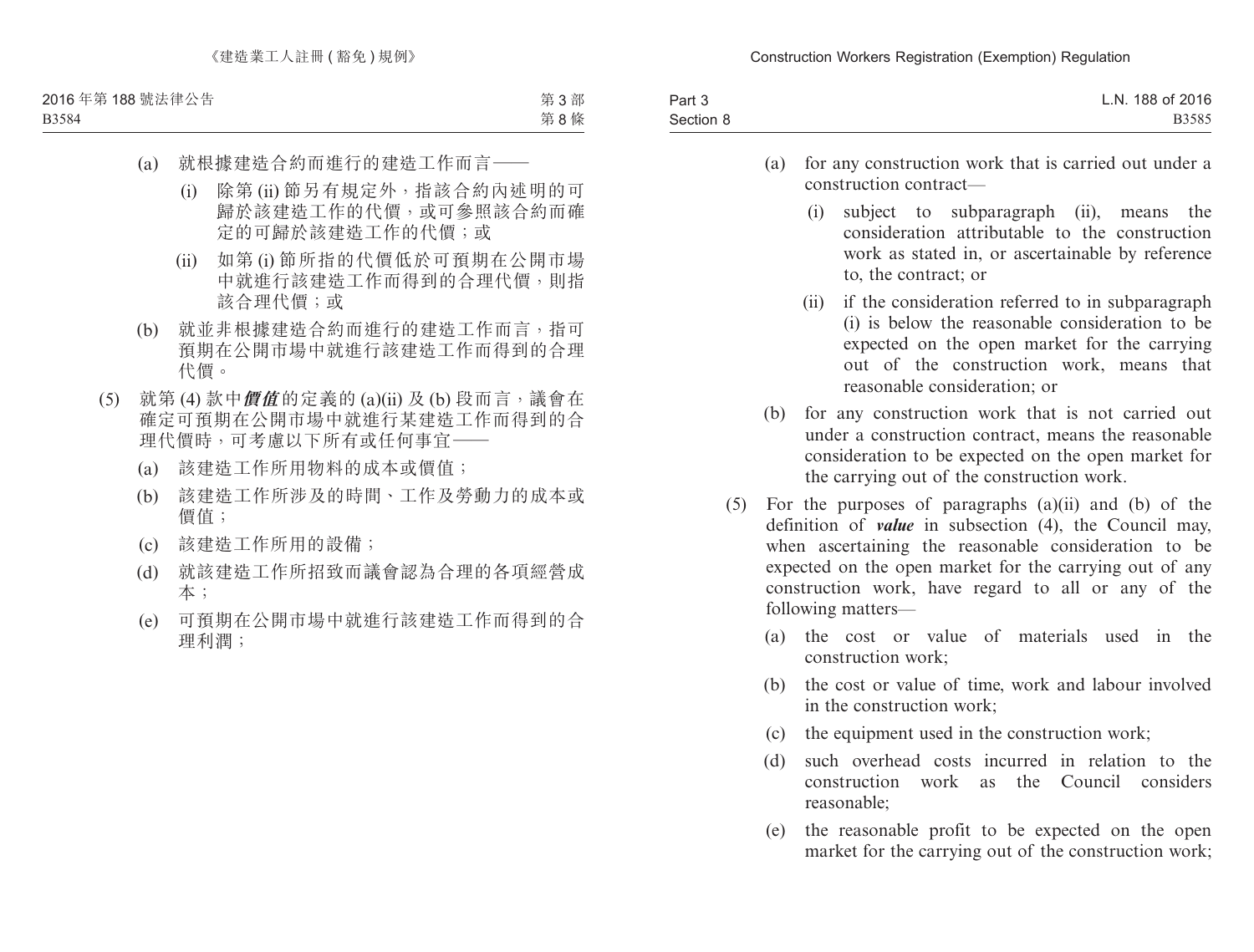(a) 就根據建造合約而進行的建造工作而言——

(i) 除第 (ii) 節另有規定外，指該合約內述明的可歸於該建造工作的代價，或可參照該合約而確定的可歸於該建造工作的代價；或

(ii) 如第 (i) 節所指的代價低於可預期在公開市場中就進行該建造工作而得到的合理代價，則指該合理代價；或

(b) 就並非根據建造合約而進行的建造工作而言，指可預期在公開市場中就進行該建造工作而得到的合理代價。

(5) 就第 (4) 款中***價值***的定義的 (a)(ii) 及 (b) 段而言，議會在確定可預期在公開市場中就進行某建造工作而得到的合理代價時，可考慮以下所有或任何事宜——

(a) 該建造工作所用物料的成本或價值；

(b) 該建造工作所涉及的時間、工作及勞動力的成本或價值；

(c) 該建造工作所用的設備；

(d) 就該建造工作所招致而議會認為合理的各項經營成本；

(e) 可預期在公開市場中就進行該建造工作而得到的合理利潤；

(a) for any construction work that is carried out under a construction contract—

(i) subject to subparagraph (ii), means the consideration attributable to the construction work as stated in, or ascertainable by reference to, the contract; or

(ii) if the consideration referred to in subparagraph (i) is below the reasonable consideration to be expected on the open market for the carrying out of the construction work, means that reasonable consideration; or

(b) for any construction work that is not carried out under a construction contract, means the reasonable consideration to be expected on the open market for the carrying out of the construction work.

(5) For the purposes of paragraphs (a)(ii) and (b) of the definition of ***value*** in subsection (4), the Council may, when ascertaining the reasonable consideration to be expected on the open market for the carrying out of any construction work, have regard to all or any of the following matters—

(a) the cost or value of materials used in the construction work;

(b) the cost or value of time, work and labour involved in the construction work;

(c) the equipment used in the construction work;

(d) such overhead costs incurred in relation to the construction work as the Council considers reasonable;

(e) the reasonable profit to be expected on the open market for the carrying out of the construction work;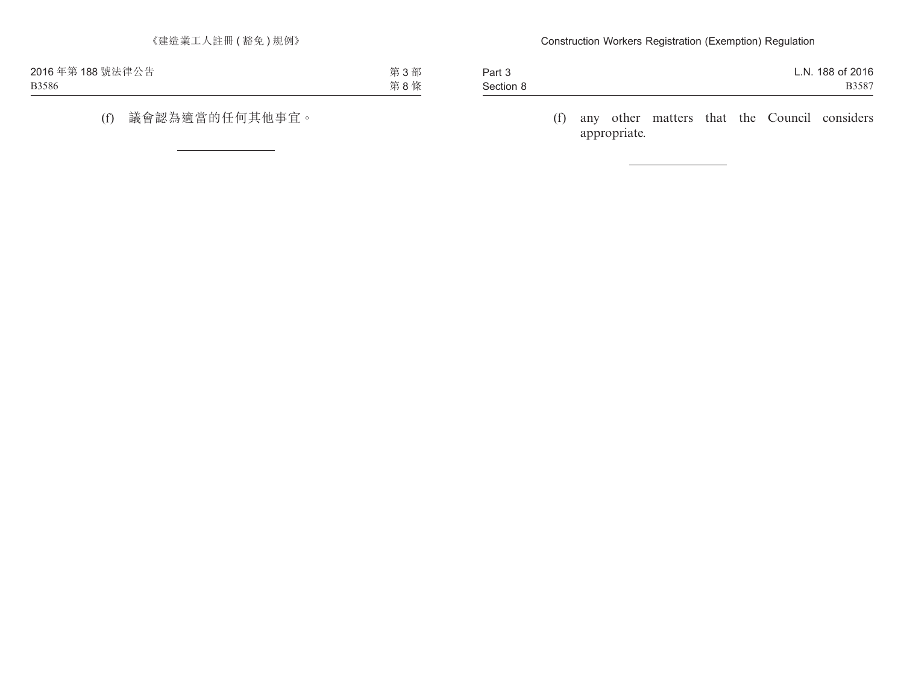(f) 議會認為適當的任何其他事宜。

(f) any other matters that the Council considers appropriate.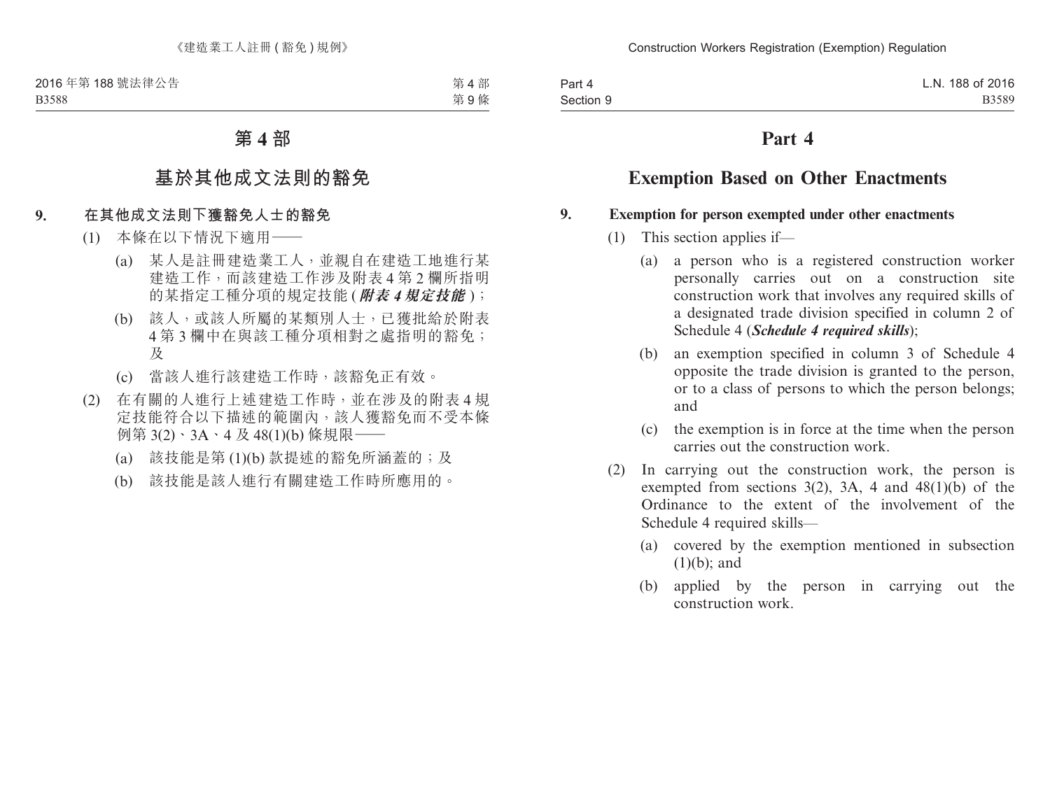# 第 4 部

## 基於其他成文法則的豁免

**9. 在其他成文法則下獲豁免人士的豁免**

(1) 本條在以下情況下適用——

(a) 某人是註冊建造業工人，並親自在建造工地進行某建造工作，而該建造工作涉及附表 4 第 2 欄所指明的某指定工種分項的規定技能 (***附表 4 規定技能***)；

(b) 該人，或該人所屬的某類別人士，已獲批給於附表 4 第 3 欄中在與該工種分項相對之處指明的豁免；及

(c) 當該人進行該建造工作時，該豁免正有效。

(2) 在有關的人進行上述建造工作時，並在涉及的附表 4 規定技能符合以下描述的範圍內，該人獲豁免而不受本條例第 3(2)、3A、4 及 48(1)(b) 條規限——

(a) 該技能是第 (1)(b) 款提述的豁免所涵蓋的；及

(b) 該技能是該人進行有關建造工作時所應用的。

# Part 4

## Exemption Based on Other Enactments

**9. Exemption for person exempted under other enactments**

(1) This section applies if—

(a) a person who is a registered construction worker personally carries out on a construction site construction work that involves any required skills of a designated trade division specified in column 2 of Schedule 4 (***Schedule 4 required skills***);

(b) an exemption specified in column 3 of Schedule 4 opposite the trade division is granted to the person, or to a class of persons to which the person belongs; and

(c) the exemption is in force at the time when the person carries out the construction work.

(2) In carrying out the construction work, the person is exempted from sections 3(2), 3A, 4 and 48(1)(b) of the Ordinance to the extent of the involvement of the Schedule 4 required skills—

(a) covered by the exemption mentioned in subsection (1)(b); and

(b) applied by the person in carrying out the construction work.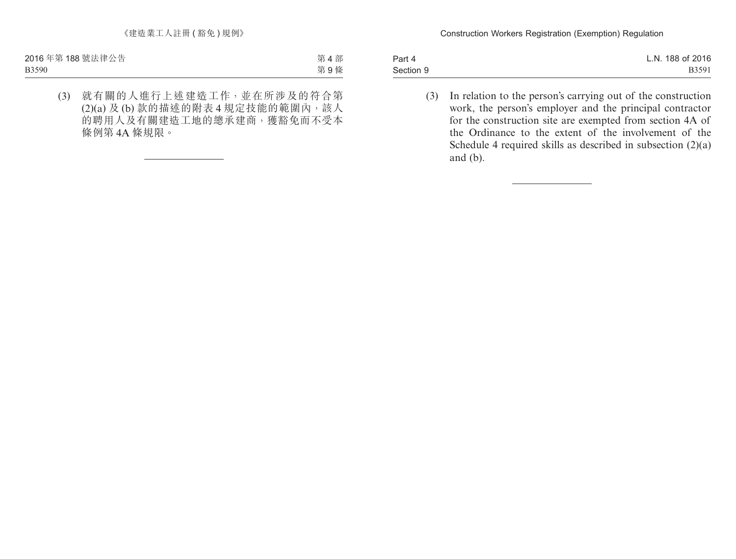(3) 就有關的人進行上述建造工作，並在所涉及的符合第(2)(a) 及 (b) 款的描述的附表 4 規定技能的範圍內，該人的聘用人及有關建造工地的總承建商，獲豁免而不受本條例第 4A 條規限。

---

(3) In relation to the person's carrying out of the construction work, the person's employer and the principal contractor for the construction site are exempted from section 4A of the Ordinance to the extent of the involvement of the Schedule 4 required skills as described in subsection (2)(a) and (b).

---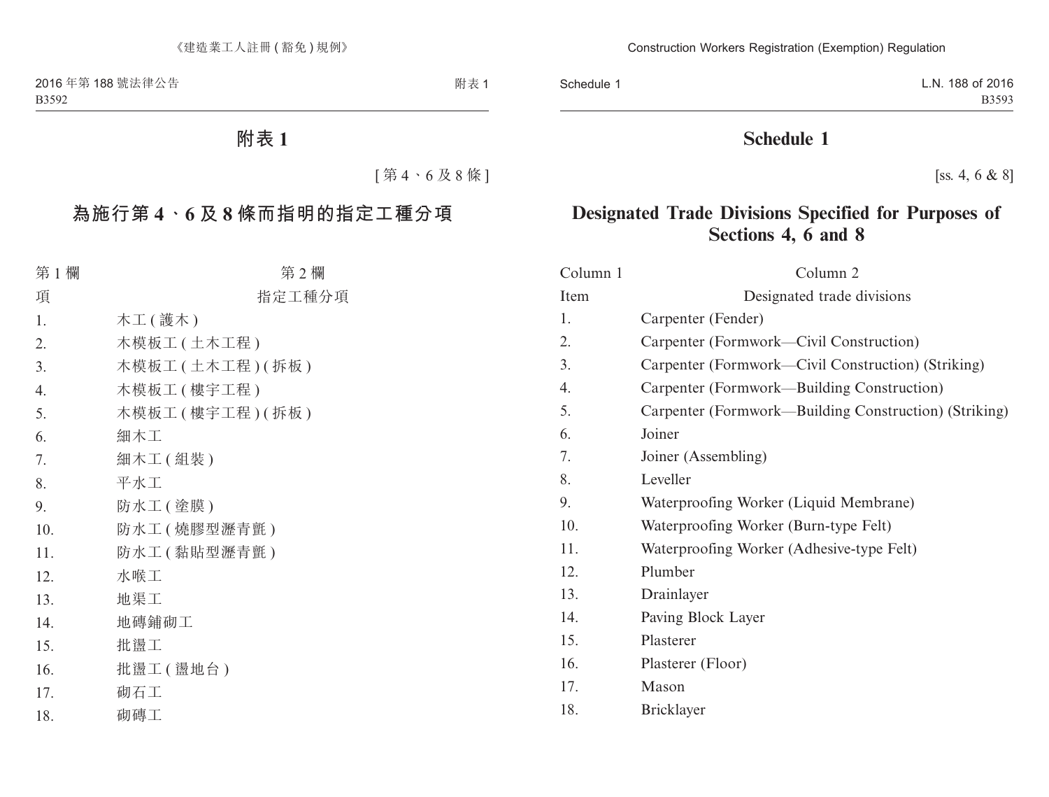# 附表 1

[第 4、6 及 8 條]

## 為施行第 4、6 及 8 條而指明的指定工種分項

| 第 1 欄 | 第 2 欄 |
|---|---|
| 項 | 指定工種分項 |
| 1. | 木工 (護木) |
| 2. | 木模板工 (土木工程) |
| 3. | 木模板工 (土木工程) (拆板) |
| 4. | 木模板工 (樓宇工程) |
| 5. | 木模板工 (樓宇工程) (拆板) |
| 6. | 細木工 |
| 7. | 細木工 (組裝) |
| 8. | 平水工 |
| 9. | 防水工 (塗膜) |
| 10. | 防水工 (燒膠型瀝青氈) |
| 11. | 防水工 (黏貼型瀝青氈) |
| 12. | 水喉工 |
| 13. | 地渠工 |
| 14. | 地磚鋪砌工 |
| 15. | 批盪工 |
| 16. | 批盪工 (盪地台) |
| 17. | 砌石工 |
| 18. | 砌磚工 |

# Schedule 1

[ss. 4, 6 & 8]

## Designated Trade Divisions Specified for Purposes of Sections 4, 6 and 8

| Column 1 | Column 2 |
|---|---|
| Item | Designated trade divisions |
| 1. | Carpenter (Fender) |
| 2. | Carpenter (Formwork—Civil Construction) |
| 3. | Carpenter (Formwork—Civil Construction) (Striking) |
| 4. | Carpenter (Formwork—Building Construction) |
| 5. | Carpenter (Formwork—Building Construction) (Striking) |
| 6. | Joiner |
| 7. | Joiner (Assembling) |
| 8. | Leveller |
| 9. | Waterproofing Worker (Liquid Membrane) |
| 10. | Waterproofing Worker (Burn-type Felt) |
| 11. | Waterproofing Worker (Adhesive-type Felt) |
| 12. | Plumber |
| 13. | Drainlayer |
| 14. | Paving Block Layer |
| 15. | Plasterer |
| 16. | Plasterer (Floor) |
| 17. | Mason |
| 18. | Bricklayer |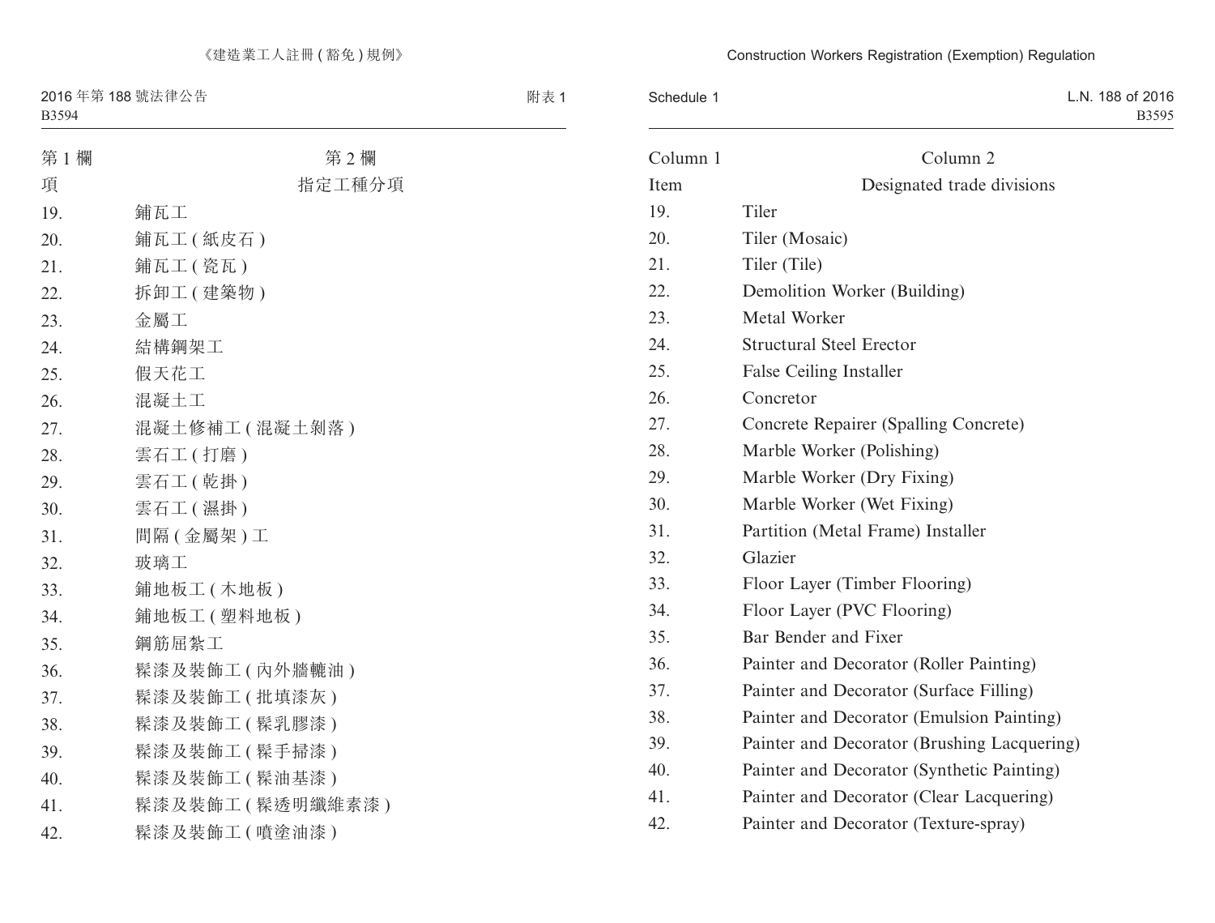| 第 1 欄 | 第 2 欄 |
|---|---|
| 項 | 指定工種分項 |
| 19. | 鋪瓦工 |
| 20. | 鋪瓦工 ( 紙皮石 ) |
| 21. | 鋪瓦工 ( 瓷瓦 ) |
| 22. | 拆卸工 ( 建築物 ) |
| 23. | 金屬工 |
| 24. | 結構鋼架工 |
| 25. | 假天花工 |
| 26. | 混凝土工 |
| 27. | 混凝土修補工 ( 混凝土剝落 ) |
| 28. | 雲石工 ( 打磨 ) |
| 29. | 雲石工 ( 乾掛 ) |
| 30. | 雲石工 ( 濕掛 ) |
| 31. | 間隔 ( 金屬架 ) 工 |
| 32. | 玻璃工 |
| 33. | 鋪地板工 ( 木地板 ) |
| 34. | 鋪地板工 ( 塑料地板 ) |
| 35. | 鋼筋屈紮工 |
| 36. | 髹漆及裝飾工 ( 內外牆轆油 ) |
| 37. | 髹漆及裝飾工 ( 批填漆灰 ) |
| 38. | 髹漆及裝飾工 ( 髹乳膠漆 ) |
| 39. | 髹漆及裝飾工 ( 髹手掃漆 ) |
| 40. | 髹漆及裝飾工 ( 髹油基漆 ) |
| 41. | 髹漆及裝飾工 ( 髹透明纖維素漆 ) |
| 42. | 髹漆及裝飾工 ( 噴塗油漆 ) |

| Column 1 | Column 2 |
|---|---|
| Item | Designated trade divisions |
| 19. | Tiler |
| 20. | Tiler (Mosaic) |
| 21. | Tiler (Tile) |
| 22. | Demolition Worker (Building) |
| 23. | Metal Worker |
| 24. | Structural Steel Erector |
| 25. | False Ceiling Installer |
| 26. | Concretor |
| 27. | Concrete Repairer (Spalling Concrete) |
| 28. | Marble Worker (Polishing) |
| 29. | Marble Worker (Dry Fixing) |
| 30. | Marble Worker (Wet Fixing) |
| 31. | Partition (Metal Frame) Installer |
| 32. | Glazier |
| 33. | Floor Layer (Timber Flooring) |
| 34. | Floor Layer (PVC Flooring) |
| 35. | Bar Bender and Fixer |
| 36. | Painter and Decorator (Roller Painting) |
| 37. | Painter and Decorator (Surface Filling) |
| 38. | Painter and Decorator (Emulsion Painting) |
| 39. | Painter and Decorator (Brushing Lacquering) |
| 40. | Painter and Decorator (Synthetic Painting) |
| 41. | Painter and Decorator (Clear Lacquering) |
| 42. | Painter and Decorator (Texture-spray) |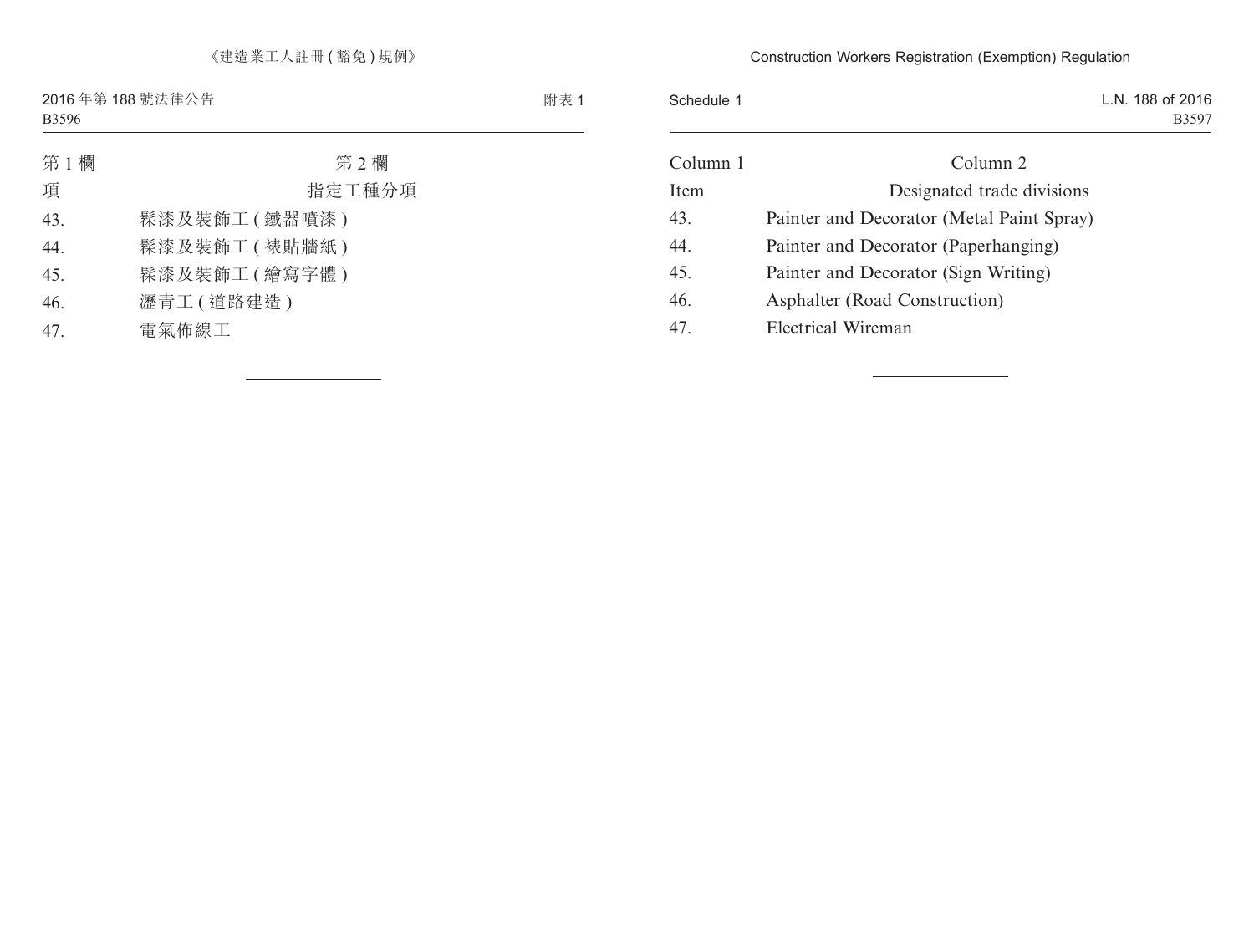| 第 1 欄 | 第 2 欄 |
|---|---|
| 項 | 指定工種分項 |
| 43. | 髹漆及裝飾工 ( 鐵器噴漆 ) |
| 44. | 髹漆及裝飾工 ( 裱貼牆紙 ) |
| 45. | 髹漆及裝飾工 ( 繪寫字體 ) |
| 46. | 瀝青工 ( 道路建造 ) |
| 47. | 電氣佈線工 |

---

| Column 1 | Column 2 |
|---|---|
| Item | Designated trade divisions |
| 43. | Painter and Decorator (Metal Paint Spray) |
| 44. | Painter and Decorator (Paperhanging) |
| 45. | Painter and Decorator (Sign Writing) |
| 46. | Asphalter (Road Construction) |
| 47. | Electrical Wireman |

---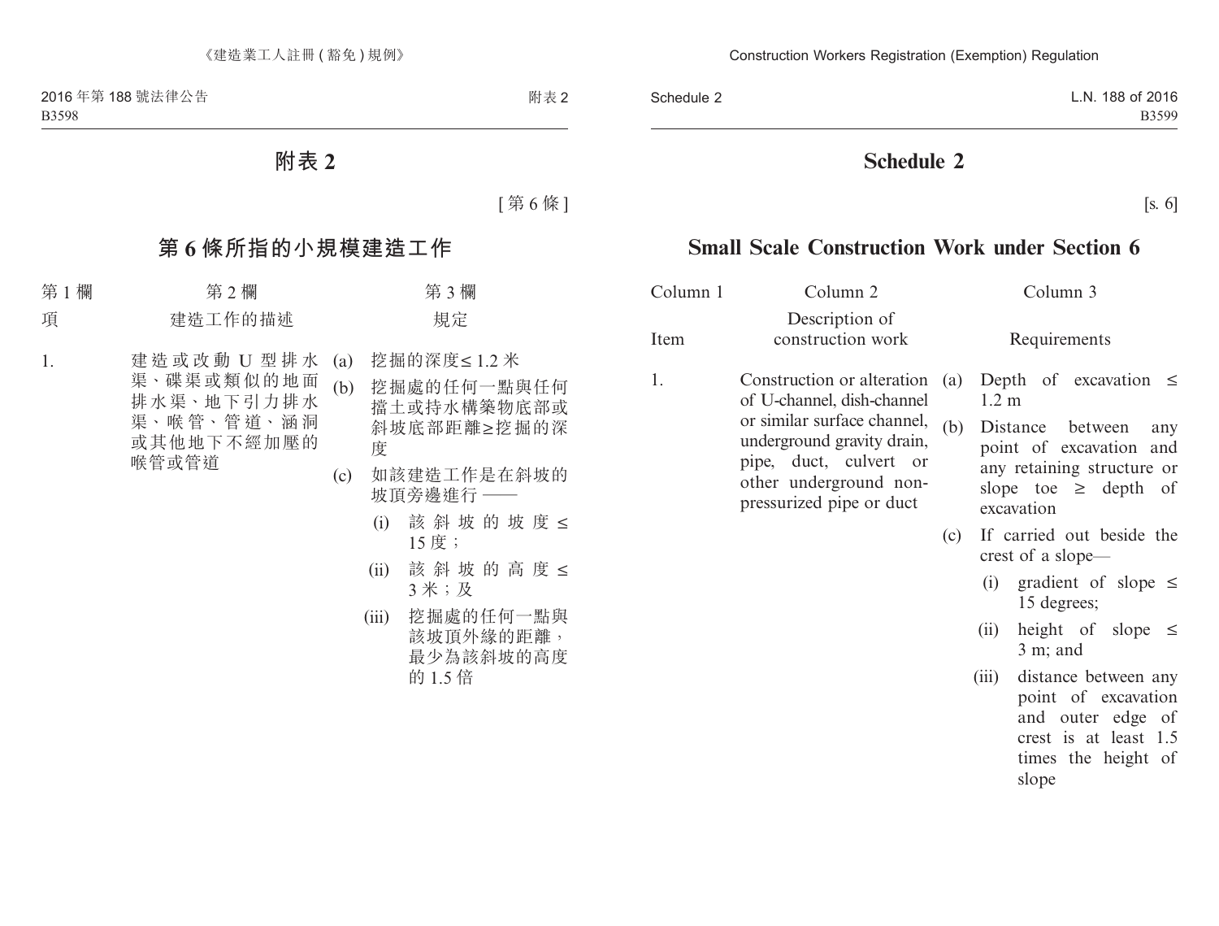# 附表 2

[第 6 條]

## 第 6 條所指的小規模建造工作

| 第 1 欄<br>項 | 第 2 欄<br>建造工作的描述 | 第 3 欄<br>規定 |
|---|---|---|
| 1. | 建造或改動 U 型排水渠、碟渠或類似的地面排水渠、地下引力排水渠、喉管、管道、涵洞或其他地下不經加壓的喉管或管道 | (a) 挖掘的深度≤ 1.2 米<br>(b) 挖掘處的任何一點與任何擋土或持水構築物底部或斜坡底部距離≥挖掘的深度<br>(c) 如該建造工作是在斜坡的坡頂旁邊進行 ——<br>(i) 該斜坡的坡度≤ 15 度；<br>(ii) 該斜坡的高度≤ 3 米；及<br>(iii) 挖掘處的任何一點與該坡頂外緣的距離，最少為該斜坡的高度的 1.5 倍 |

# Schedule 2

[s. 6]

## Small Scale Construction Work under Section 6

| Column 1<br>Item | Column 2<br>Description of construction work | Column 3<br>Requirements |
|---|---|---|
| 1. | Construction or alteration of U-channel, dish-channel or similar surface channel, underground gravity drain, pipe, duct, culvert or other underground non-pressurized pipe or duct | (a) Depth of excavation ≤ 1.2 m<br>(b) Distance between any point of excavation and any retaining structure or slope toe ≥ depth of excavation<br>(c) If carried out beside the crest of a slope—<br>(i) gradient of slope ≤ 15 degrees;<br>(ii) height of slope ≤ 3 m; and<br>(iii) distance between any point of excavation and outer edge of crest is at least 1.5 times the height of slope |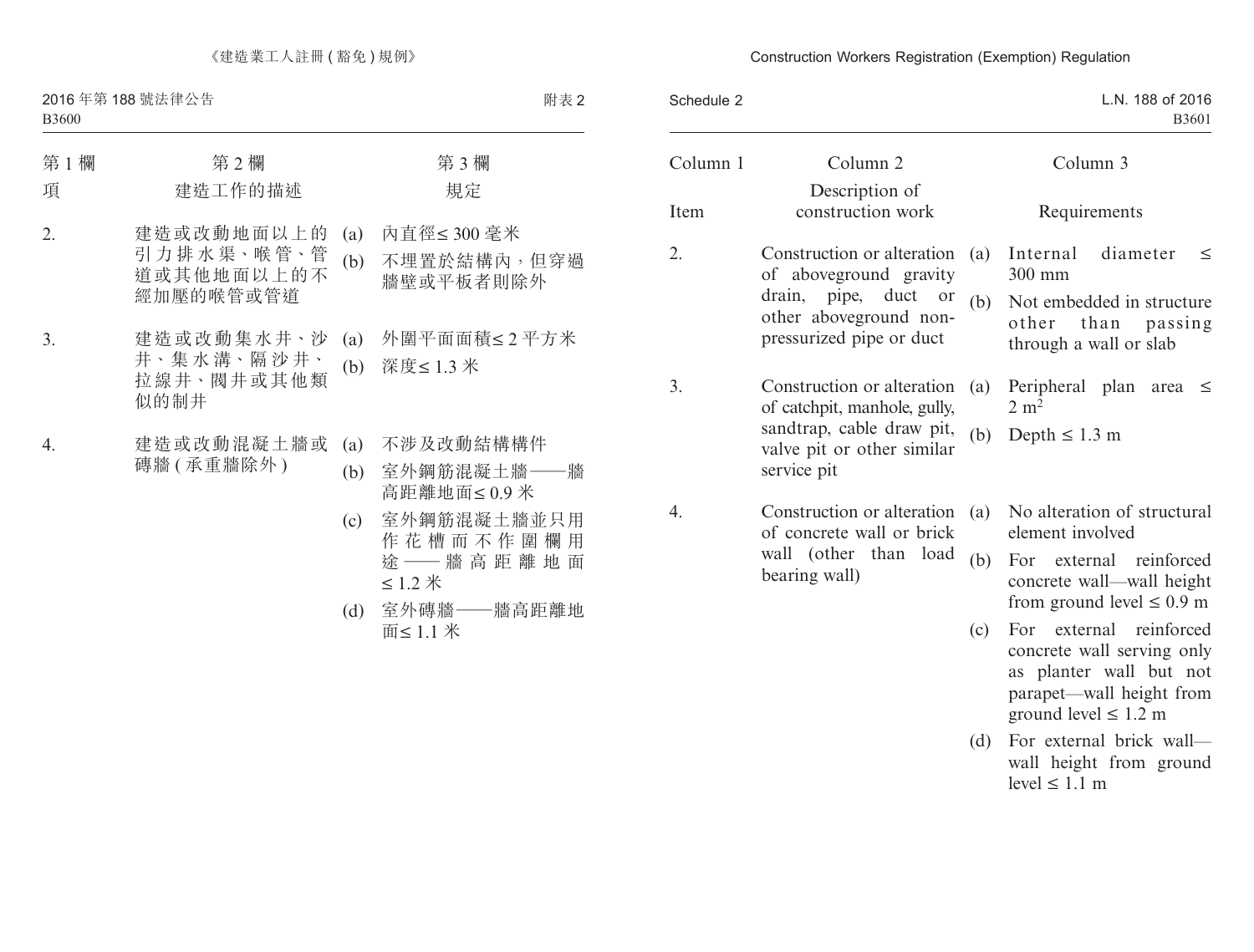| 第 1 欄 | 第 2 欄 | 第 3 欄 |
| --- | --- | --- |
| 項 | 建造工作的描述 | 規定 |
| 2. | 建造或改動地面以上的引力排水渠、喉管、管道或其他地面以上的不經加壓的喉管或管道 | (a) 內直徑≤ 300 毫米<br>(b) 不埋置於結構內，但穿過牆壁或平板者則除外 |
| 3. | 建造或改動集水井、沙井、集水溝、隔沙井、拉線井、閥井或其他類似的制井 | (a) 外圍平面面積≤ 2 平方米<br>(b) 深度≤ 1.3 米 |
| 4. | 建造或改動混凝土牆或磚牆 (承重牆除外) | (a) 不涉及改動結構構件<br>(b) 室外鋼筋混凝土牆——牆高距離地面≤ 0.9 米<br>(c) 室外鋼筋混凝土牆並只用作花槽而不作圍欄用途——牆高距離地面≤ 1.2 米<br>(d) 室外磚牆——牆高距離地面≤ 1.1 米 |

| Column 1 | Column 2 | Column 3 |
| --- | --- | --- |
| Item | Description of construction work | Requirements |
| 2. | Construction or alteration of aboveground gravity drain, pipe, duct or other aboveground non-pressurized pipe or duct | (a) Internal diameter ≤ 300 mm<br>(b) Not embedded in structure other than passing through a wall or slab |
| 3. | Construction or alteration of catchpit, manhole, gully, sandtrap, cable draw pit, valve pit or other similar service pit | (a) Peripheral plan area ≤ 2 $m^2$<br>(b) Depth ≤ 1.3 m |
| 4. | Construction or alteration of concrete wall or brick wall (other than load bearing wall) | (a) No alteration of structural element involved<br>(b) For external reinforced concrete wall—wall height from ground level ≤ 0.9 m<br>(c) For external reinforced concrete wall serving only as planter wall but not parapet—wall height from ground level ≤ 1.2 m<br>(d) For external brick wall—wall height from ground level ≤ 1.1 m |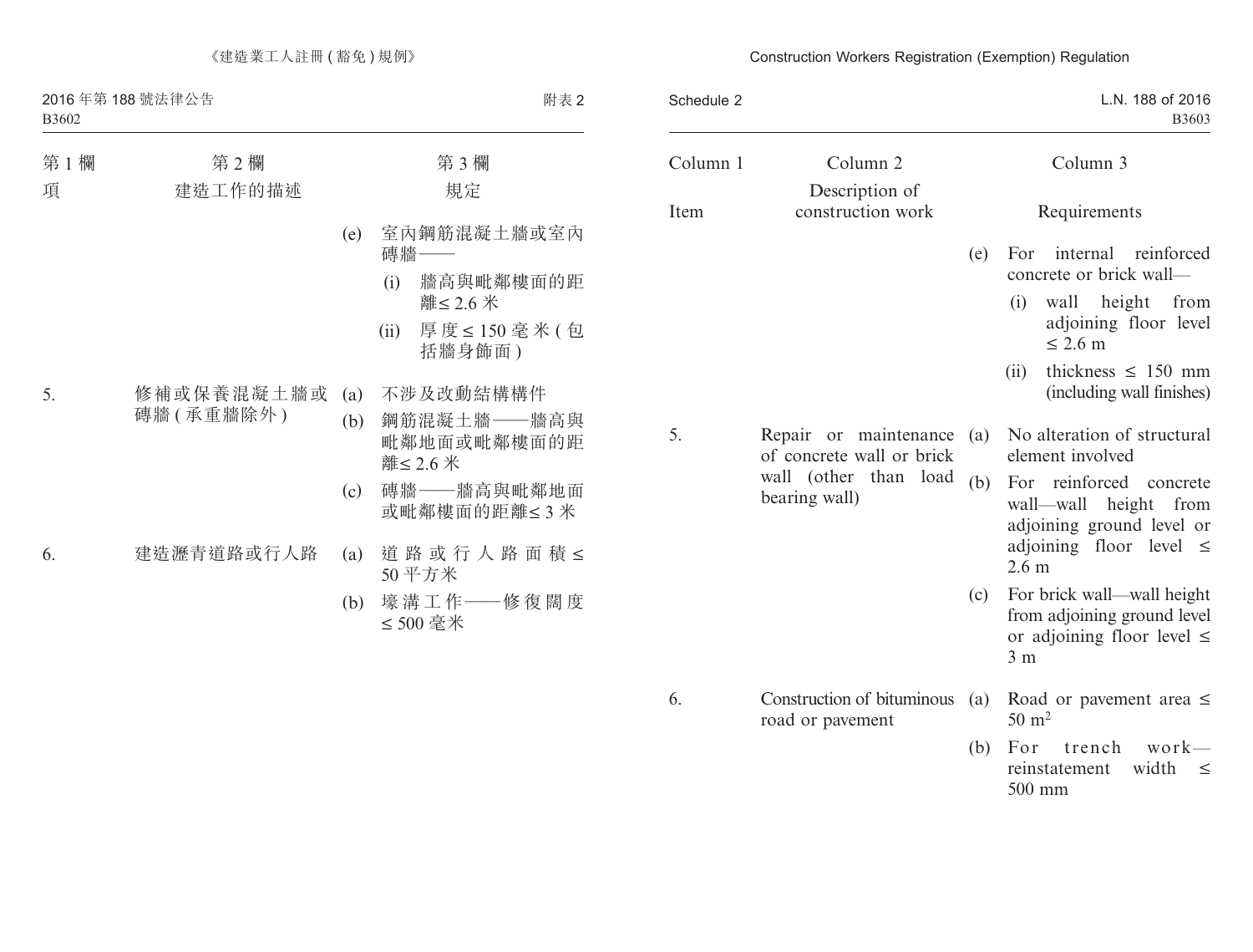| 第 1 欄 | 第 2 欄 | 第 3 欄 |
|---|---|---|
| 項 | 建造工作的描述 | 規定 |
| | | (e) 室內鋼筋混凝土牆或室內磚牆——<br>(i) 牆高與毗鄰樓面的距離≤ 2.6 米<br>(ii) 厚度≤ 150 毫米 (包括牆身飾面) |
| 5. | 修補或保養混凝土牆或磚牆 (承重牆除外) | (a) 不涉及改動結構構件<br>(b) 鋼筋混凝土牆——牆高與毗鄰地面或毗鄰樓面的距離≤ 2.6 米<br>(c) 磚牆——牆高與毗鄰地面或毗鄰樓面的距離≤ 3 米 |
| 6. | 建造瀝青道路或行人路 | (a) 道路或行人路面積≤ 50 平方米<br>(b) 壕溝工作——修復闊度≤ 500 毫米 |

| Column 1 | Column 2 | Column 3 |
|---|---|---|
| Item | Description of construction work | Requirements |
| | | (e) For internal reinforced concrete or brick wall—<br>(i) wall height from adjoining floor level ≤ 2.6 m<br>(ii) thickness ≤ 150 mm (including wall finishes) |
| 5. | Repair or maintenance of concrete wall or brick wall (other than load bearing wall) | (a) No alteration of structural element involved<br>(b) For reinforced concrete wall—wall height from adjoining ground level or adjoining floor level ≤ 2.6 m<br>(c) For brick wall—wall height from adjoining ground level or adjoining floor level ≤ 3 m |
| 6. | Construction of bituminous road or pavement | (a) Road or pavement area ≤ 50 $m^2$<br>(b) For trench work—reinstatement width ≤ 500 mm |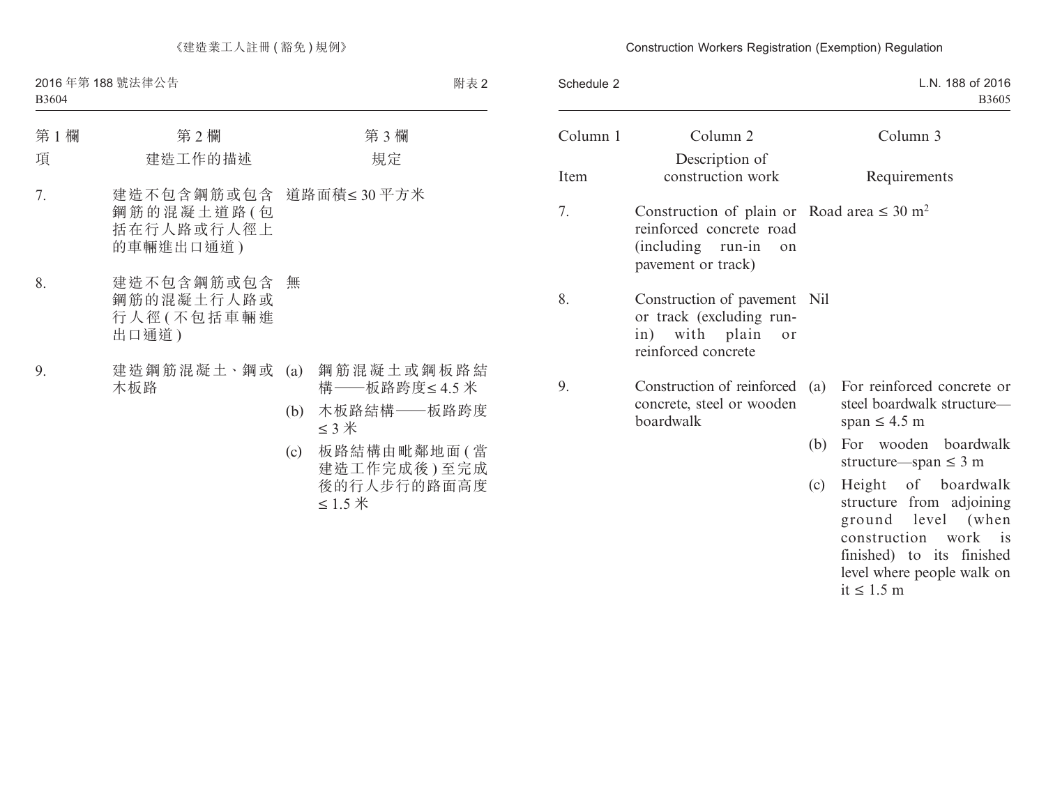| 第 1 欄 | 第 2 欄 | 第 3 欄 |
|---|---|---|
| 項 | 建造工作的描述 | 規定 |
| 7. | 建造不包含鋼筋或包含鋼筋的混凝土道路 (包括在行人路或行人徑上的車輛進出口通道) | 道路面積≤ 30 平方米 |
| 8. | 建造不包含鋼筋或包含鋼筋的混凝土行人路或行人徑 (不包括車輛進出口通道) | 無 |
| 9. | 建造鋼筋混凝土、鋼或木板路 | (a) 鋼筋混凝土或鋼板路結構——板路跨度≤ 4.5 米 (b) 木板路結構——板路跨度≤ 3 米 (c) 板路結構由毗鄰地面 (當建造工作完成後) 至完成後的行人步行的路面高度≤ 1.5 米 |

| Column 1 | Column 2 | Column 3 |
|---|---|---|
| Item | Description of construction work | Requirements |
| 7. | Construction of plain or reinforced concrete road (including run-in on pavement or track) | Road area ≤ 30 $m^2$ |
| 8. | Construction of pavement or track (excluding run-in) with plain or reinforced concrete | Nil |
| 9. | Construction of reinforced concrete, steel or wooden boardwalk | (a) For reinforced concrete or steel boardwalk structure—span ≤ 4.5 m (b) For wooden boardwalk structure—span ≤ 3 m (c) Height of boardwalk structure from adjoining ground level (when construction work is finished) to its finished level where people walk on it ≤ 1.5 m |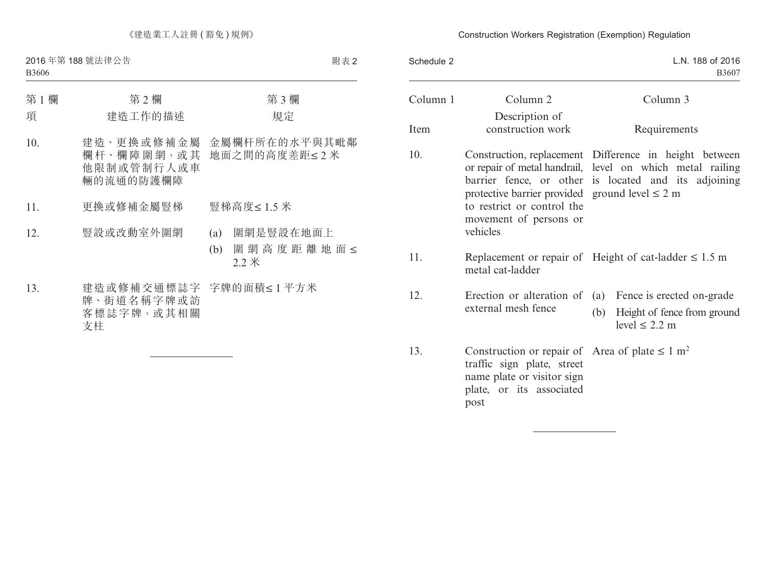| 第 1 欄 | 第 2 欄 | 第 3 欄 |
|---|---|---|
| 項 | 建造工作的描述 | 規定 |
| 10. | 建造、更換或修補金屬欄杆、欄障圍網，或其他限制或管制行人或車輛的流通的防護欄障 | 金屬欄杆所在的水平與其毗鄰地面之間的高度差距≤ 2 米 |
| 11. | 更換或修補金屬豎梯 | 豎梯高度≤ 1.5 米 |
| 12. | 豎設或改動室外圍網 | (a) 圍網是豎設在地面上<br>(b) 圍網高度距離地面≤ 2.2 米 |
| 13. | 建造或修補交通標誌字牌、街道名稱字牌或訪客標誌字牌，或其相關支柱 | 字牌的面積≤ 1 平方米 |

| Column 1 | Column 2 | Column 3 |
|---|---|---|
| Item | Description of construction work | Requirements |
| 10. | Construction, replacement or repair of metal handrail, barrier fence, or other protective barrier provided to restrict or control the movement of persons or vehicles | Difference in height between level on which metal railing is located and its adjoining ground level ≤ 2 m |
| 11. | Replacement or repair of metal cat-ladder | Height of cat-ladder ≤ 1.5 m |
| 12. | Erection or alteration of external mesh fence | (a) Fence is erected on-grade<br>(b) Height of fence from ground level ≤ 2.2 m |
| 13. | Construction or repair of traffic sign plate, street name plate or visitor sign plate, or its associated post | Area of plate ≤ 1 $m^2$ |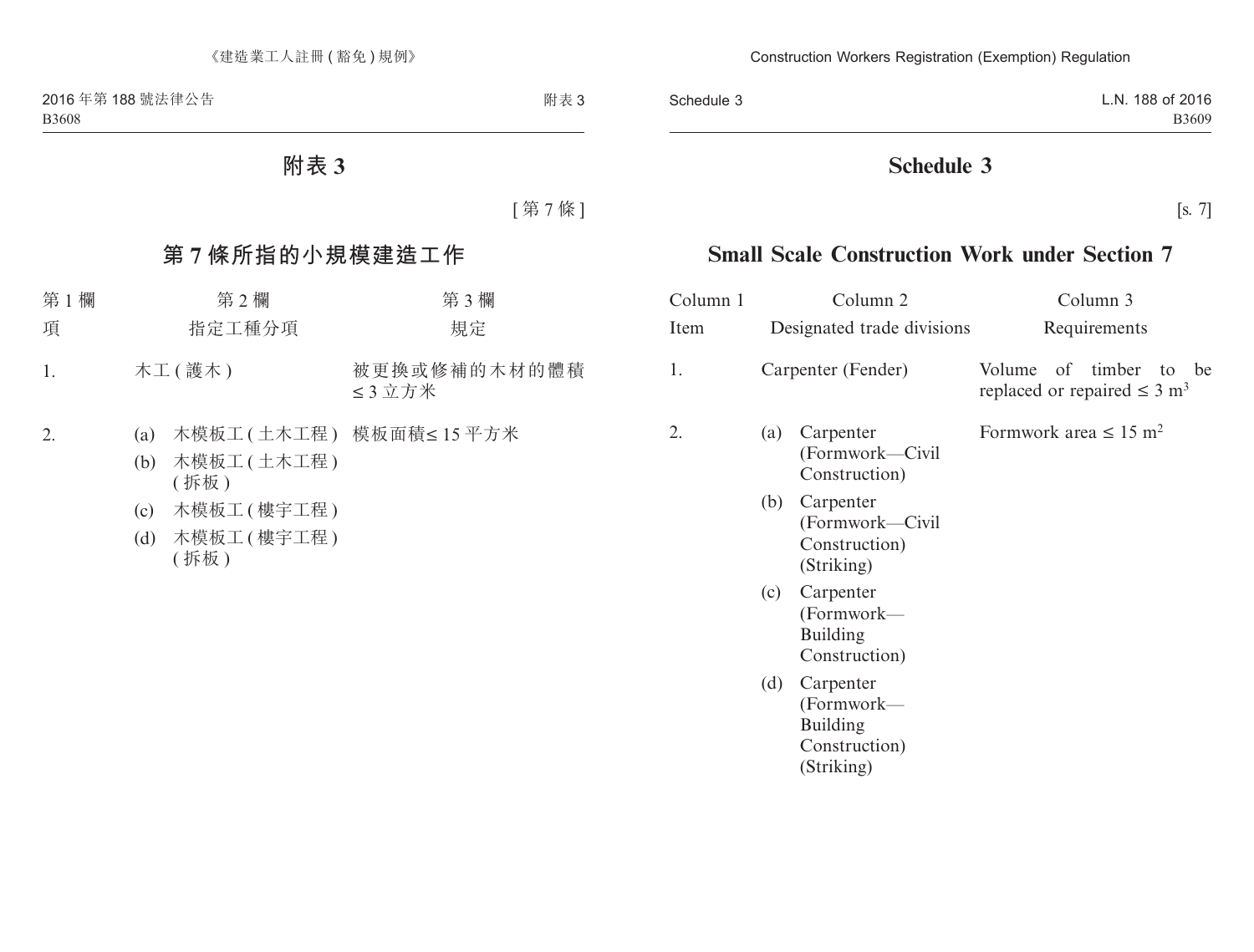# 附表 3

[ 第 7 條 ]

## 第 7 條所指的小規模建造工作

| 第 1 欄<br>項 | 第 2 欄<br>指定工種分項 | 第 3 欄<br>規定 |
|---|---|---|
| 1. | 木工 ( 護木 ) | 被更換或修補的木材的體積 ≤ 3 立方米 |
| 2. | (a) 木模板工 ( 土木工程 )<br>(b) 木模板工 ( 土木工程 ) ( 拆板 )<br>(c) 木模板工 ( 樓宇工程 )<br>(d) 木模板工 ( 樓宇工程 ) ( 拆板 ) | 模板面積≤ 15 平方米 |

# Schedule 3

[s. 7]

## Small Scale Construction Work under Section 7

| Column 1<br>Item | Column 2<br>Designated trade divisions | Column 3<br>Requirements |
|---|---|---|
| 1. | Carpenter (Fender) | Volume of timber to be replaced or repaired ≤ 3 $m^3$ |
| 2. | (a) Carpenter (Formwork—Civil Construction)<br>(b) Carpenter (Formwork—Civil Construction) (Striking)<br>(c) Carpenter (Formwork—Building Construction)<br>(d) Carpenter (Formwork—Building Construction) (Striking) | Formwork area ≤ 15 $m^2$ |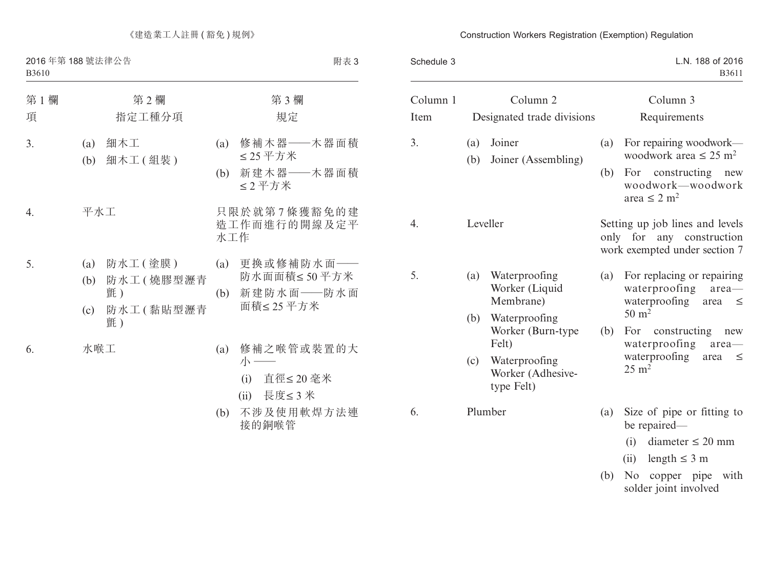| 第 1 欄 | 第 2 欄 | 第 3 欄 |
|---|---|---|
| 項 | 指定工種分項 | 規定 |
| 3. | (a) 細木工<br>(b) 細木工 (組裝) | (a) 修補木器——木器面積 ≤ 25 平方米<br>(b) 新建木器——木器面積 ≤ 2 平方米 |
| 4. | 平水工 | 只限於就第 7 條獲豁免的建造工作而進行的開線及定平水工作 |
| 5. | (a) 防水工 (塗膜)<br>(b) 防水工 (燒膠型瀝青氈)<br>(c) 防水工 (黏貼型瀝青氈) | (a) 更換或修補防水面——防水面面積≤ 50 平方米<br>(b) 新建防水面——防水面面積≤ 25 平方米 |
| 6. | 水喉工 | (a) 修補之喉管或裝置的大小——<br>(i) 直徑≤ 20 毫米<br>(ii) 長度≤ 3 米<br>(b) 不涉及使用軟焊方法連接的銅喉管 |

| Column 1 | Column 2 | Column 3 |
|---|---|---|
| Item | Designated trade divisions | Requirements |
| 3. | (a) Joiner<br>(b) Joiner (Assembling) | (a) For repairing woodwork—woodwork area ≤ 25 $m^2$<br>(b) For constructing new woodwork—woodwork area ≤ 2 $m^2$ |
| 4. | Leveller | Setting up job lines and levels only for any construction work exempted under section 7 |
| 5. | (a) Waterproofing Worker (Liquid Membrane)<br>(b) Waterproofing Worker (Burn-type Felt)<br>(c) Waterproofing Worker (Adhesive-type Felt) | (a) For replacing or repairing waterproofing area—waterproofing area ≤ 50 $m^2$<br>(b) For constructing new waterproofing area—waterproofing area ≤ 25 $m^2$ |
| 6. | Plumber | (a) Size of pipe or fitting to be repaired—<br>(i) diameter ≤ 20 mm<br>(ii) length ≤ 3 m<br>(b) No copper pipe with solder joint involved |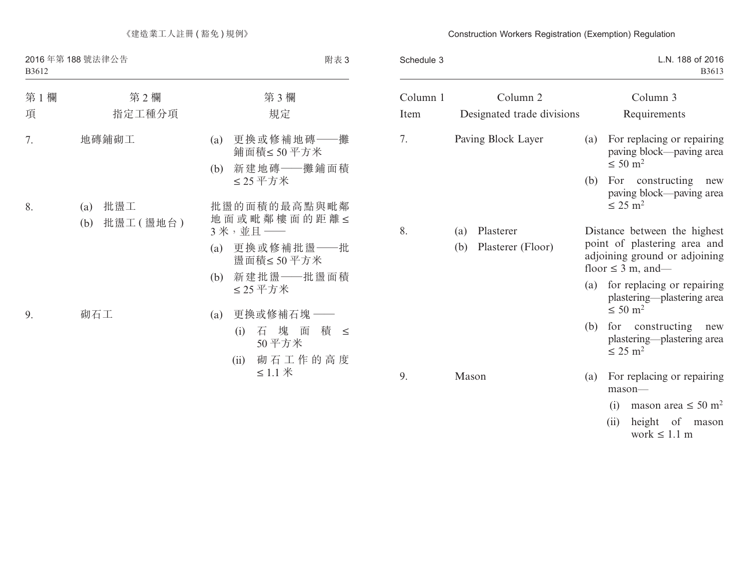| 第 1 欄 | 第 2 欄 | 第 3 欄 |
|---|---|---|
| 項 | 指定工種分項 | 規定 |
| 7. | 地磚鋪砌工 | (a) 更換或修補地磚——攤鋪面積≤ 50 平方米<br>(b) 新建地磚——攤鋪面積≤ 25 平方米 |
| 8. | (a) 批盪工<br>(b) 批盪工 (盪地台) | 批盪的面積的最高點與毗鄰地面或毗鄰樓面的距離≤ 3 米，並且 ——<br>(a) 更換或修補批盪——批盪面積≤ 50 平方米<br>(b) 新建批盪——批盪面積≤ 25 平方米 |
| 9. | 砌石工 | (a) 更換或修補石塊 ——<br>(i) 石塊面積 ≤ 50 平方米<br>(ii) 砌石工作的高度≤ 1.1 米 |

| Column 1 | Column 2 | Column 3 |
|---|---|---|
| Item | Designated trade divisions | Requirements |
| 7. | Paving Block Layer | (a) For replacing or repairing paving block—paving area $\leq 50\ m^2$<br>(b) For constructing new paving block—paving area $\leq 25\ m^2$ |
| 8. | (a) Plasterer<br>(b) Plasterer (Floor) | Distance between the highest point of plastering area and adjoining ground or adjoining floor $\leq 3$ m, and—<br>(a) for replacing or repairing plastering—plastering area $\leq 50\ m^2$<br>(b) for constructing new plastering—plastering area $\leq 25\ m^2$ |
| 9. | Mason | (a) For replacing or repairing mason—<br>(i) mason area $\leq 50\ m^2$<br>(ii) height of mason work $\leq 1.1$ m |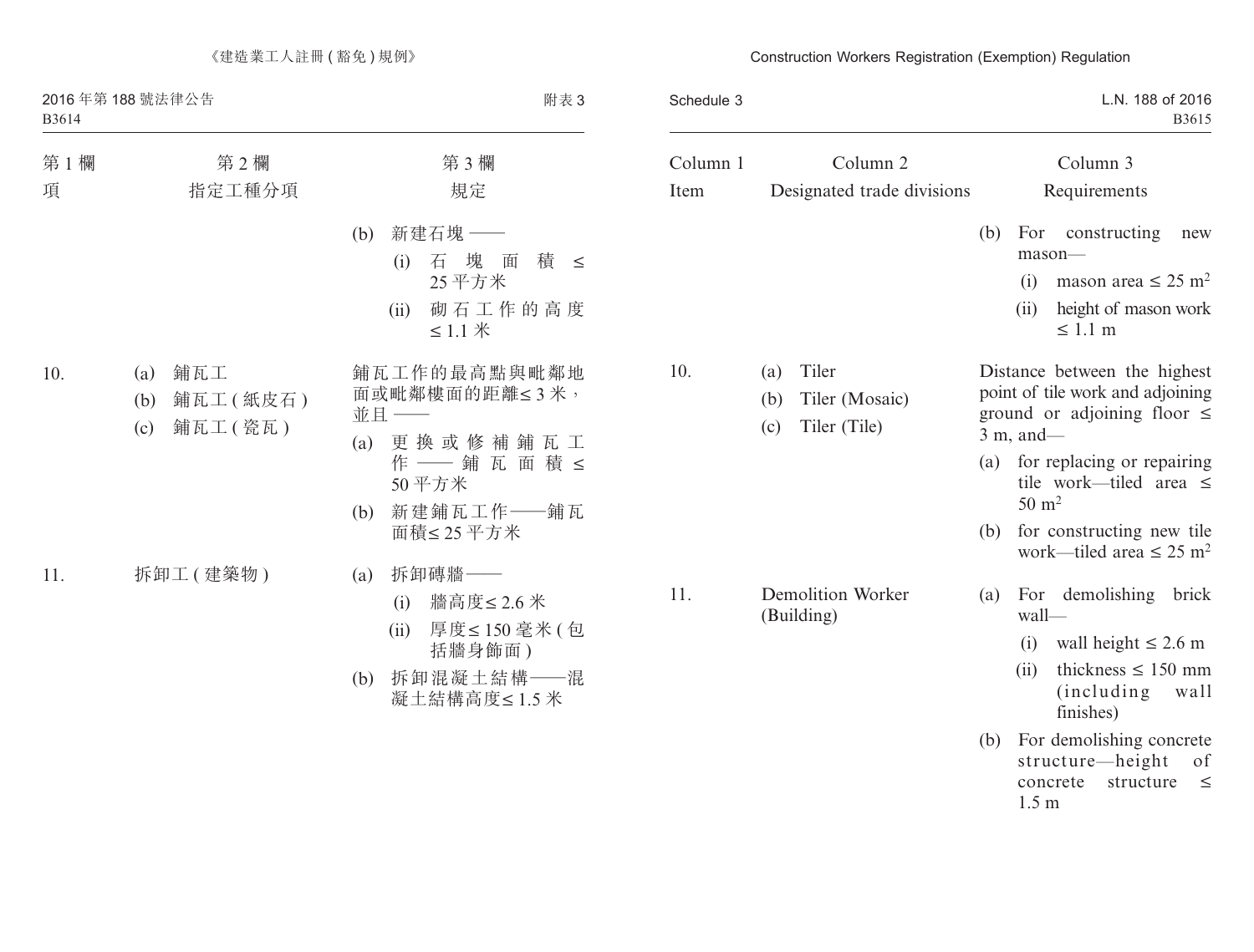| 第 1 欄 | 第 2 欄 | 第 3 欄 |
|---|---|---|
| 項 | 指定工種分項 | 規定 |
| | | (b) 新建石塊 ——<br>(i) 石塊面積 ≤ 25 平方米<br>(ii) 砌石工作的高度 ≤ 1.1 米 |
| 10. | (a) 鋪瓦工<br>(b) 鋪瓦工 ( 紙皮石 )<br>(c) 鋪瓦工 ( 瓷瓦 ) | 鋪瓦工作的最高點與毗鄰地面或毗鄰樓面的距離≤ 3 米，並且 ——<br>(a) 更換或修補鋪瓦工作 —— 鋪瓦面積 ≤ 50 平方米<br>(b) 新建鋪瓦工作——鋪瓦面積≤ 25 平方米 |
| 11. | 拆卸工 ( 建築物 ) | (a) 拆卸磚牆——<br>(i) 牆高度≤ 2.6 米<br>(ii) 厚度≤ 150 毫米 ( 包括牆身飾面 )<br>(b) 拆卸混凝土結構——混凝土結構高度≤ 1.5 米 |

| Column 1 | Column 2 | Column 3 |
|---|---|---|
| Item | Designated trade divisions | Requirements |
| | | (b) For constructing new mason—<br>(i) mason area ≤ 25 $m^2$<br>(ii) height of mason work ≤ 1.1 m |
| 10. | (a) Tiler<br>(b) Tiler (Mosaic)<br>(c) Tiler (Tile) | Distance between the highest point of tile work and adjoining ground or adjoining floor ≤ 3 m, and—<br>(a) for replacing or repairing tile work—tiled area ≤ 50 $m^2$<br>(b) for constructing new tile work—tiled area ≤ 25 $m^2$ |
| 11. | Demolition Worker (Building) | (a) For demolishing brick wall—<br>(i) wall height ≤ 2.6 m<br>(ii) thickness ≤ 150 mm (including wall finishes)<br>(b) For demolishing concrete structure—height of concrete structure ≤ 1.5 m |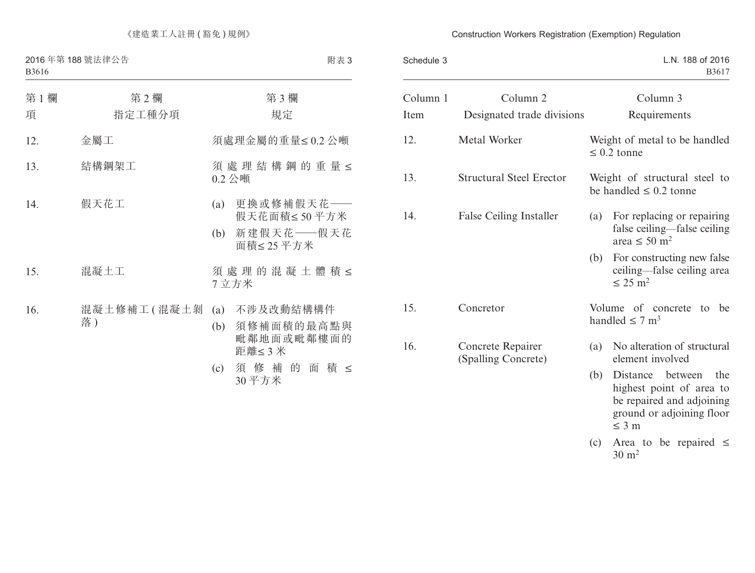| 第 1 欄 項 | 第 2 欄 指定工種分項 | 第 3 欄 規定 |
|---|---|---|
| 12. | 金屬工 | 須處理金屬的重量≤ 0.2 公噸 |
| 13. | 結構鋼架工 | 須處理結構鋼的重量≤ 0.2 公噸 |
| 14. | 假天花工 | (a) 更換或修補假天花——假天花面積≤ 50 平方米<br>(b) 新建假天花——假天花面積≤ 25 平方米 |
| 15. | 混凝土工 | 須處理的混凝土體積≤ 7 立方米 |
| 16. | 混凝土修補工 (混凝土剝落) | (a) 不涉及改動結構構件<br>(b) 須修補面積的最高點與毗鄰地面或毗鄰樓面的距離≤ 3 米<br>(c) 須修補的面積≤ 30 平方米 |

| Column 1 Item | Column 2 Designated trade divisions | Column 3 Requirements |
|---|---|---|
| 12. | Metal Worker | Weight of metal to be handled ≤ 0.2 tonne |
| 13. | Structural Steel Erector | Weight of structural steel to be handled ≤ 0.2 tonne |
| 14. | False Ceiling Installer | (a) For replacing or repairing false ceiling—false ceiling area ≤ 50 $m^2$<br>(b) For constructing new false ceiling—false ceiling area ≤ 25 $m^2$ |
| 15. | Concretor | Volume of concrete to be handled ≤ 7 $m^3$ |
| 16. | Concrete Repairer (Spalling Concrete) | (a) No alteration of structural element involved<br>(b) Distance between the highest point of area to be repaired and adjoining ground or adjoining floor ≤ 3 m<br>(c) Area to be repaired ≤ 30 $m^2$ |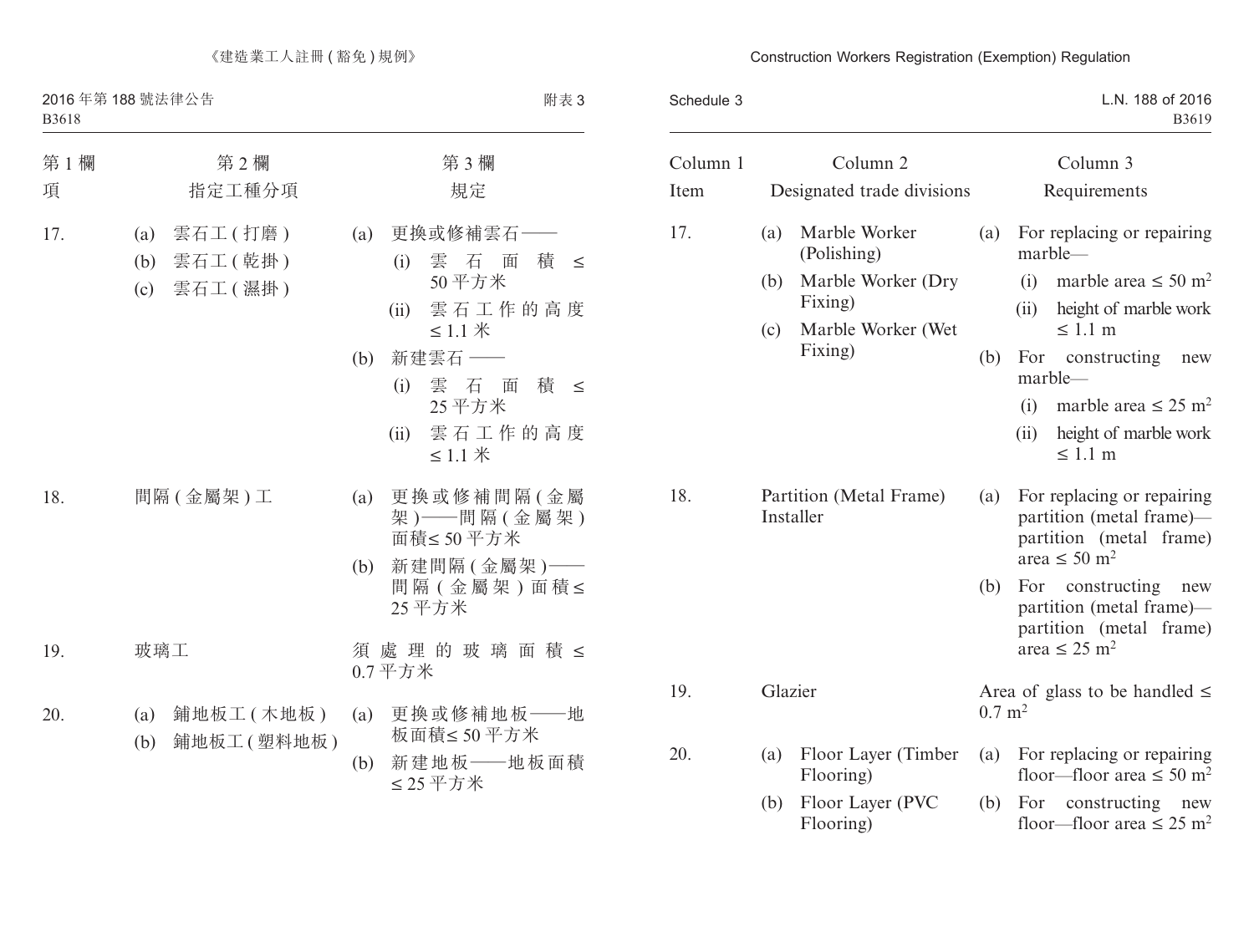| 第 1 欄 | 第 2 欄 | 第 3 欄 |
|---|---|---|
| 項 | 指定工種分項 | 規定 |
| 17. | (a) 雲石工 (打磨)<br>(b) 雲石工 (乾掛)<br>(c) 雲石工 (濕掛) | (a) 更換或修補雲石——<br>(i) 雲石面積 ≤ 50 平方米<br>(ii) 雲石工作的高度 ≤ 1.1 米<br>(b) 新建雲石——<br>(i) 雲石面積 ≤ 25 平方米<br>(ii) 雲石工作的高度 ≤ 1.1 米 |
| 18. | 間隔 (金屬架) 工 | (a) 更換或修補間隔 (金屬架)——間隔 (金屬架) 面積≤ 50 平方米<br>(b) 新建間隔 (金屬架)——間隔 (金屬架) 面積≤ 25 平方米 |
| 19. | 玻璃工 | 須處理的玻璃面積 ≤ 0.7 平方米 |
| 20. | (a) 鋪地板工 (木地板)<br>(b) 鋪地板工 (塑料地板) | (a) 更換或修補地板——地板面積≤ 50 平方米<br>(b) 新建地板——地板面積 ≤ 25 平方米 |

| Column 1 | Column 2 | Column 3 |
|---|---|---|
| Item | Designated trade divisions | Requirements |
| 17. | (a) Marble Worker (Polishing)<br>(b) Marble Worker (Dry Fixing)<br>(c) Marble Worker (Wet Fixing) | (a) For replacing or repairing marble—<br>(i) marble area ≤ 50 $m^2$<br>(ii) height of marble work ≤ 1.1 m<br>(b) For constructing new marble—<br>(i) marble area ≤ 25 $m^2$<br>(ii) height of marble work ≤ 1.1 m |
| 18. | Partition (Metal Frame) Installer | (a) For replacing or repairing partition (metal frame)—partition (metal frame) area ≤ 50 $m^2$<br>(b) For constructing new partition (metal frame)—partition (metal frame) area ≤ 25 $m^2$ |
| 19. | Glazier | Area of glass to be handled ≤ 0.7 $m^2$ |
| 20. | (a) Floor Layer (Timber Flooring)<br>(b) Floor Layer (PVC Flooring) | (a) For replacing or repairing floor—floor area ≤ 50 $m^2$<br>(b) For constructing new floor—floor area ≤ 25 $m^2$ |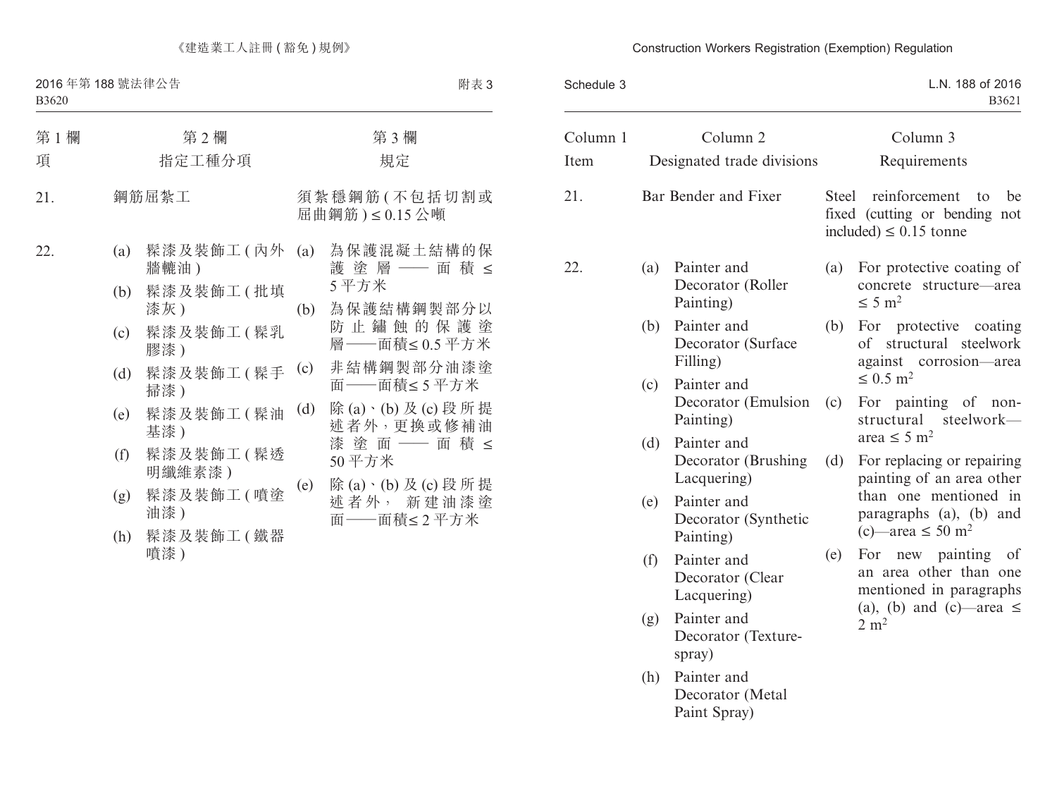| 第 1 欄 | 第 2 欄 | 第 3 欄 |
| --- | --- | --- |
| 項 | 指定工種分項 | 規定 |
| 21. | 鋼筋屈紮工 | 須紮穩鋼筋 (不包括切割或屈曲鋼筋) ≤ 0.15 公噸 |
| 22. | (a) 髹漆及裝飾工 (內外牆轆油)<br>(b) 髹漆及裝飾工 (批填漆灰)<br>(c) 髹漆及裝飾工 (髹乳膠漆)<br>(d) 髹漆及裝飾工 (髹手掃漆)<br>(e) 髹漆及裝飾工 (髹油基漆)<br>(f) 髹漆及裝飾工 (髹透明纖維素漆)<br>(g) 髹漆及裝飾工 (噴塗油漆)<br>(h) 髹漆及裝飾工 (鐵器噴漆) | (a) 為保護混凝土結構的保護塗層——面積 ≤ 5 平方米<br>(b) 為保護結構鋼製部分以防止鏽蝕的保護塗層——面積≤ 0.5 平方米<br>(c) 非結構鋼製部分油漆塗面——面積≤ 5 平方米<br>(d) 除 (a)、(b) 及 (c) 段所提述者外，更換或修補油漆塗面——面積 ≤ 50 平方米<br>(e) 除 (a)、(b) 及 (c) 段所提述者外，新建油漆塗面——面積≤ 2 平方米 |

| Column 1 | Column 2 | Column 3 |
| --- | --- | --- |
| Item | Designated trade divisions | Requirements |
| 21. | Bar Bender and Fixer | Steel reinforcement to be fixed (cutting or bending not included) ≤ 0.15 tonne |
| 22. | (a) Painter and Decorator (Roller Painting)<br>(b) Painter and Decorator (Surface Filling)<br>(c) Painter and Decorator (Emulsion Painting)<br>(d) Painter and Decorator (Brushing Lacquering)<br>(e) Painter and Decorator (Synthetic Painting)<br>(f) Painter and Decorator (Clear Lacquering)<br>(g) Painter and Decorator (Texture-spray)<br>(h) Painter and Decorator (Metal Paint Spray) | (a) For protective coating of concrete structure—area ≤ 5 $m^2$<br>(b) For protective coating of structural steelwork against corrosion—area ≤ 0.5 $m^2$<br>(c) For painting of non-structural steelwork—area ≤ 5 $m^2$<br>(d) For replacing or repairing painting of an area other than one mentioned in paragraphs (a), (b) and (c)—area ≤ 50 $m^2$<br>(e) For new painting of an area other than one mentioned in paragraphs (a), (b) and (c)—area ≤ 2 $m^2$ |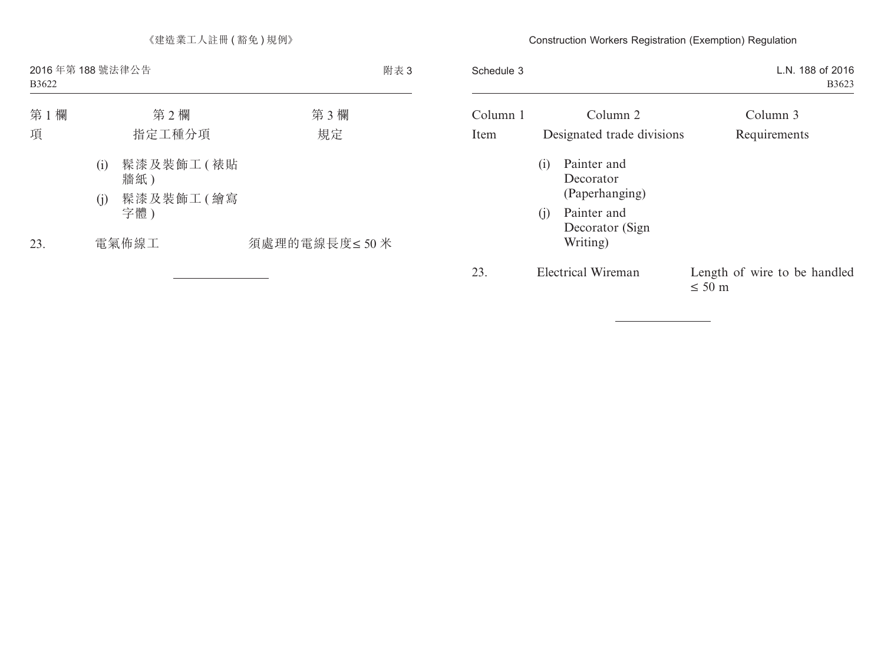| 第 1 欄 | 第 2 欄 | 第 3 欄 |
|---|---|---|
| 項 | 指定工種分項 | 規定 |
| | (i) 髹漆及裝飾工 (裱貼牆紙) | |
| | (j) 髹漆及裝飾工 (繪寫字體) | |
| 23. | 電氣佈線工 | 須處理的電線長度≤ 50 米 |

| Column 1 | Column 2 | Column 3 |
|---|---|---|
| Item | Designated trade divisions | Requirements |
| | (i) Painter and Decorator (Paperhanging) | |
| | (j) Painter and Decorator (Sign Writing) | |
| 23. | Electrical Wireman | Length of wire to be handled ≤ 50 m |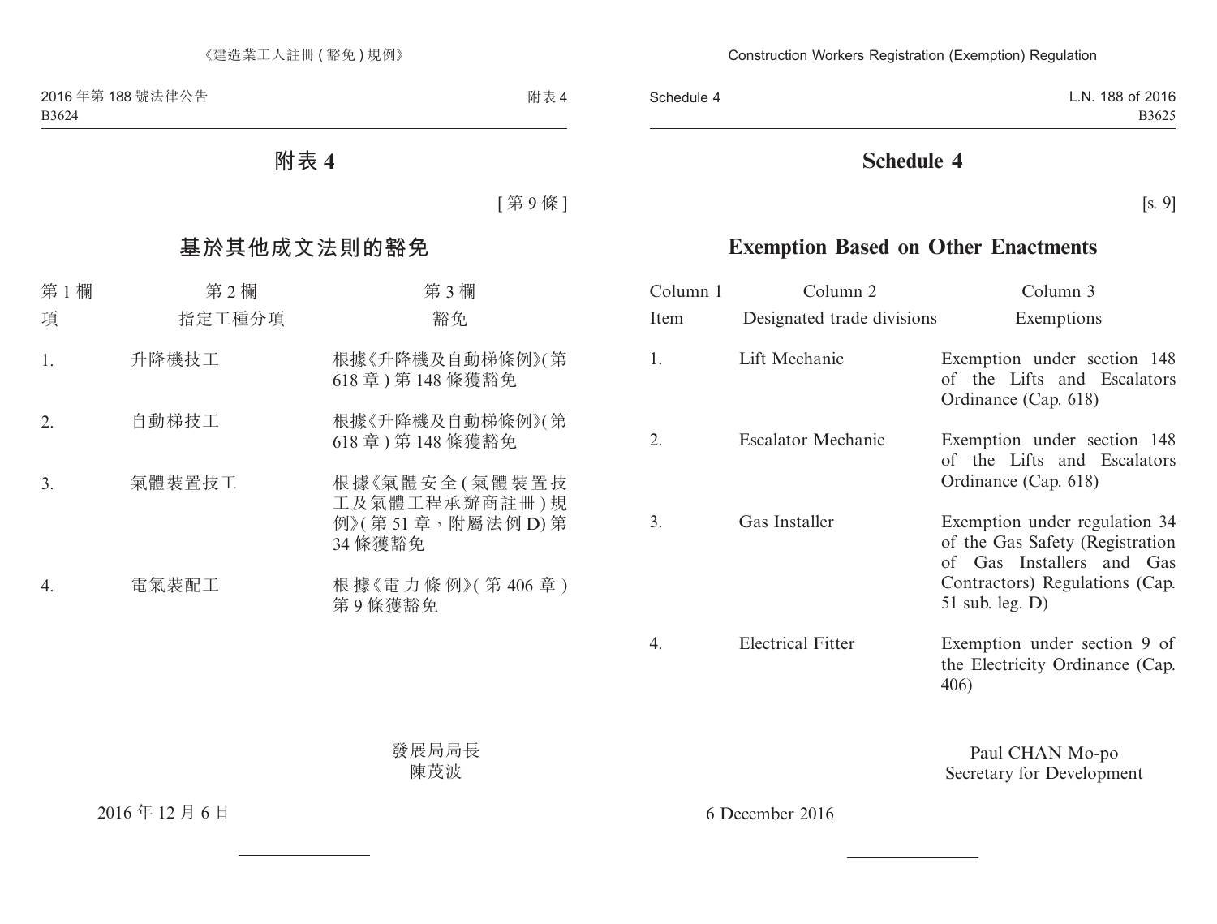# 附表 4

[ 第 9 條 ]

## 基於其他成文法則的豁免

| 第 1 欄<br>項 | 第 2 欄<br>指定工種分項 | 第 3 欄<br>豁免 |
|---|---|---|
| 1. | 升降機技工 | 根據《升降機及自動梯條例》(第 618 章 ) 第 148 條獲豁免 |
| 2. | 自動梯技工 | 根據《升降機及自動梯條例》(第 618 章 ) 第 148 條獲豁免 |
| 3. | 氣體裝置技工 | 根據《氣體安全 ( 氣體裝置技工及氣體工程承辦商註冊 ) 規例》( 第 51 章，附屬法例 D) 第 34 條獲豁免 |
| 4. | 電氣裝配工 | 根據《電力條例》( 第 406 章 ) 第 9 條獲豁免 |

發展局局長
陳茂波

2016 年 12 月 6 日

# Schedule 4

[s. 9]

## Exemption Based on Other Enactments

| Column 1<br>Item | Column 2<br>Designated trade divisions | Column 3<br>Exemptions |
|---|---|---|
| 1. | Lift Mechanic | Exemption under section 148 of the Lifts and Escalators Ordinance (Cap. 618) |
| 2. | Escalator Mechanic | Exemption under section 148 of the Lifts and Escalators Ordinance (Cap. 618) |
| 3. | Gas Installer | Exemption under regulation 34 of the Gas Safety (Registration of Gas Installers and Gas Contractors) Regulations (Cap. 51 sub. leg. D) |
| 4. | Electrical Fitter | Exemption under section 9 of the Electricity Ordinance (Cap. 406) |

Paul CHAN Mo-po
Secretary for Development

6 December 2016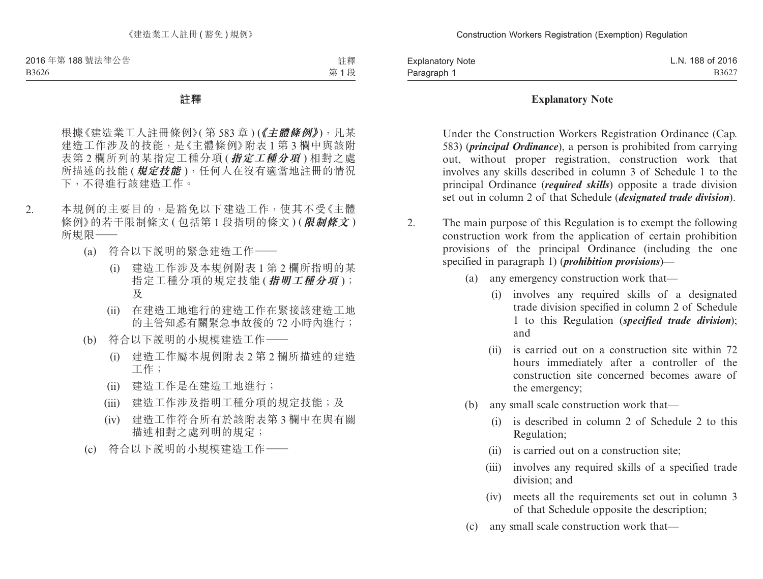## 註釋

根據《建造業工人註冊條例》(第 583 章) (***《主體條例》***)，凡某建造工作涉及的技能，是《主體條例》附表 1 第 3 欄中與該附表第 2 欄所列的某指定工種分項 (***指定工種分項***) 相對之處所描述的技能 (***規定技能***)，任何人在沒有適當地註冊的情況下，不得進行該建造工作。

2. 本規例的主要目的，是豁免以下建造工作，使其不受《主體條例》的若干限制條文 (包括第 1 段指明的條文) (***限制條文***) 所規限——

    (a) 符合以下說明的緊急建造工作——

        (i) 建造工作涉及本規例附表 1 第 2 欄所指明的某指定工種分項的規定技能 (***指明工種分項***)；及

        (ii) 在建造工地進行的建造工作在緊接該建造工地的主管知悉有關緊急事故後的 72 小時內進行；

    (b) 符合以下說明的小規模建造工作——

        (i) 建造工作屬本規例附表 2 第 2 欄所描述的建造工作；

        (ii) 建造工作是在建造工地進行；

        (iii) 建造工作涉及指明工種分項的規定技能；及

        (iv) 建造工作符合所有於該附表第 3 欄中在與有關描述相對之處列明的規定；

    (c) 符合以下說明的小規模建造工作——

## Explanatory Note

Under the Construction Workers Registration Ordinance (Cap. 583) (***principal Ordinance***), a person is prohibited from carrying out, without proper registration, construction work that involves any skills described in column 3 of Schedule 1 to the principal Ordinance (***required skills***) opposite a trade division set out in column 2 of that Schedule (***designated trade division***).

2. The main purpose of this Regulation is to exempt the following construction work from the application of certain prohibition provisions of the principal Ordinance (including the one specified in paragraph 1) (***prohibition provisions***)—

    (a) any emergency construction work that—

        (i) involves any required skills of a designated trade division specified in column 2 of Schedule 1 to this Regulation (***specified trade division***); and

        (ii) is carried out on a construction site within 72 hours immediately after a controller of the construction site concerned becomes aware of the emergency;

    (b) any small scale construction work that—

        (i) is described in column 2 of Schedule 2 to this Regulation;

        (ii) is carried out on a construction site;

        (iii) involves any required skills of a specified trade division; and

        (iv) meets all the requirements set out in column 3 of that Schedule opposite the description;

    (c) any small scale construction work that—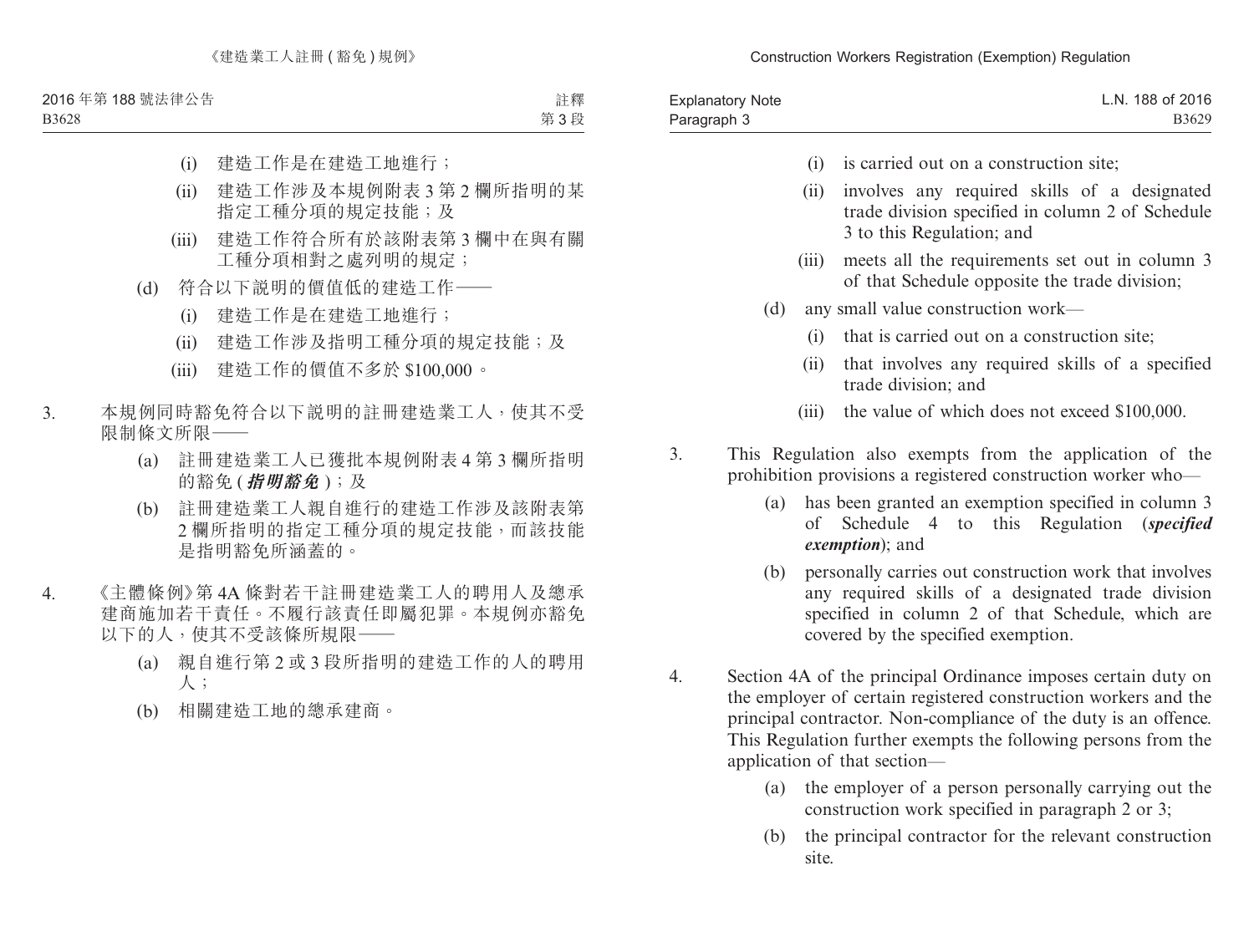(i) 建造工作是在建造工地進行；

(ii) 建造工作涉及本規例附表 3 第 2 欄所指明的某指定工種分項的規定技能；及

(iii) 建造工作符合所有於該附表第 3 欄中在與有關工種分項相對之處列明的規定；

(d) 符合以下說明的價值低的建造工作——

(i) 建造工作是在建造工地進行；

(ii) 建造工作涉及指明工種分項的規定技能；及

(iii) 建造工作的價值不多於 $100,000。

3. 本規例同時豁免符合以下說明的註冊建造業工人，使其不受限制條文所限——

(a) 註冊建造業工人已獲批本規例附表 4 第 3 欄所指明的豁免 (***指明豁免***)；及

(b) 註冊建造業工人親自進行的建造工作涉及該附表第 2 欄所指明的指定工種分項的規定技能，而該技能是指明豁免所涵蓋的。

4. 《主體條例》第 4A 條對若干註冊建造業工人的聘用人及總承建商施加若干責任。不履行該責任即屬犯罪。本規例亦豁免以下的人，使其不受該條所規限——

(a) 親自進行第 2 或 3 段所指明的建造工作的人的聘用人；

(b) 相關建造工地的總承建商。

(i) is carried out on a construction site;

(ii) involves any required skills of a designated trade division specified in column 2 of Schedule 3 to this Regulation; and

(iii) meets all the requirements set out in column 3 of that Schedule opposite the trade division;

(d) any small value construction work—

(i) that is carried out on a construction site;

(ii) that involves any required skills of a specified trade division; and

(iii) the value of which does not exceed $100,000.

3. This Regulation also exempts from the application of the prohibition provisions a registered construction worker who—

(a) has been granted an exemption specified in column 3 of Schedule 4 to this Regulation (***specified exemption***); and

(b) personally carries out construction work that involves any required skills of a designated trade division specified in column 2 of that Schedule, which are covered by the specified exemption.

4. Section 4A of the principal Ordinance imposes certain duty on the employer of certain registered construction workers and the principal contractor. Non-compliance of the duty is an offence. This Regulation further exempts the following persons from the application of that section—

(a) the employer of a person personally carrying out the construction work specified in paragraph 2 or 3;

(b) the principal contractor for the relevant construction site.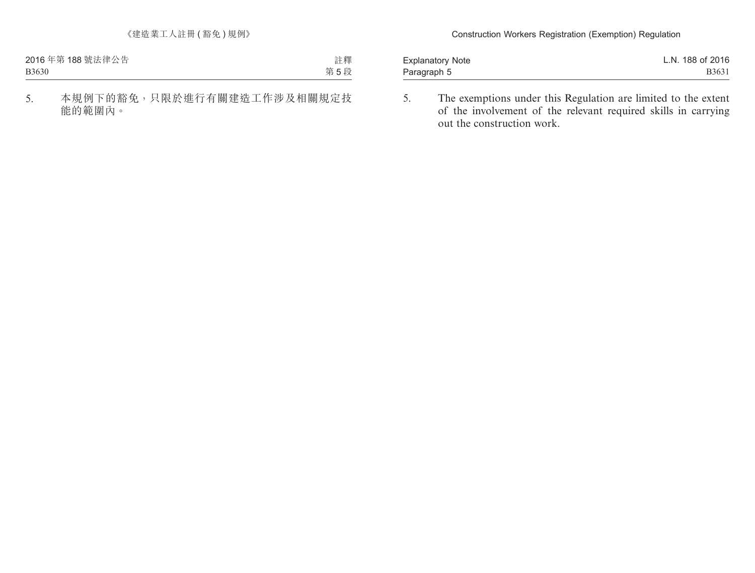5. 本規例下的豁免，只限於進行有關建造工作涉及相關規定技能的範圍內。

5. The exemptions under this Regulation are limited to the extent of the involvement of the relevant required skills in carrying out the construction work.